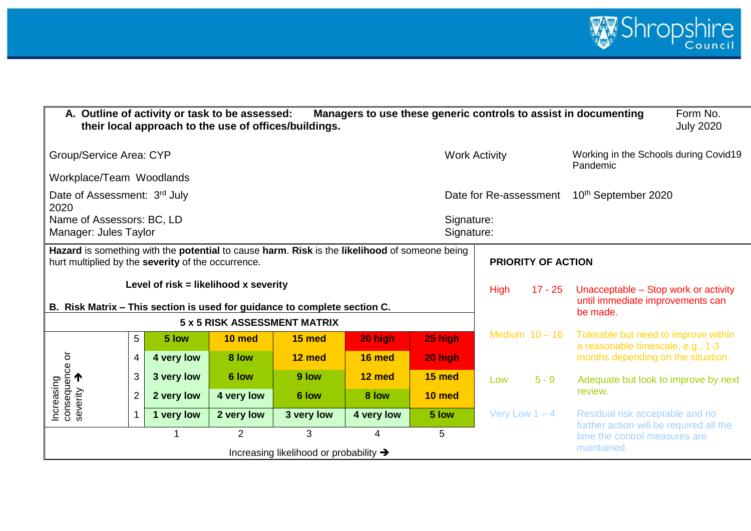**A. Outline of activity or task to be assessed: Managers to use these generic controls to assist in documenting their local approach to the use of offices/buildings.**

Form No.
July 2020

| | | | |
|---|---|---|---|
| Group/Service Area: CYP | | Work Activity | Working in the Schools during Covid19 Pandemic |
| Workplace/Team Woodlands | | | |
| Date of Assessment: 3rd July 2020 | | Date for Re-assessment | 10th September 2020 |
| Name of Assessors: BC, LD | | Signature: | |
| Manager: Jules Taylor | | Signature: | |

**Hazard** is something with the **potential** to cause **harm**. **Risk** is the **likelihood** of someone being hurt multiplied by the **severity** of the occurrence.

**Level of risk = likelihood x severity**

**B. Risk Matrix – This section is used for guidance to complete section C.**

**5 x 5 RISK ASSESSMENT MATRIX**

| Increasing consequence or severity ↑ | | | | | | |
|---|---|---|---|---|---|---|
| | 5 | **5 low** | **10 med** | **15 med** | **20 high** | **25 high** |
| | 4 | **4 very low** | **8 low** | **12 med** | **16 med** | **20 high** |
| | 3 | **3 very low** | **6 low** | **9 low** | **12 med** | **15 med** |
| | 2 | **2 very low** | **4 very low** | **6 low** | **8 low** | **10 med** |
| | 1 | **1 very low** | **2 very low** | **3 very low** | **4 very low** | **5 low** |
| | | 1 | 2 | 3 | 4 | 5 |

Increasing likelihood or probability →

**PRIORITY OF ACTION**

| | | |
|---|---|---|
| High | 17 - 25 | Unacceptable – Stop work or activity until immediate improvements can be made. |
| Medium | 10 – 16 | Tolerable but need to improve within a reasonable timescale, e.g., 1-3 months depending on the situation. |
| Low | 5 - 9 | Adequate but look to improve by next review. |
| Very Low | 1 – 4 | Residual risk acceptable and no further action will be required all the time the control measures are maintained. |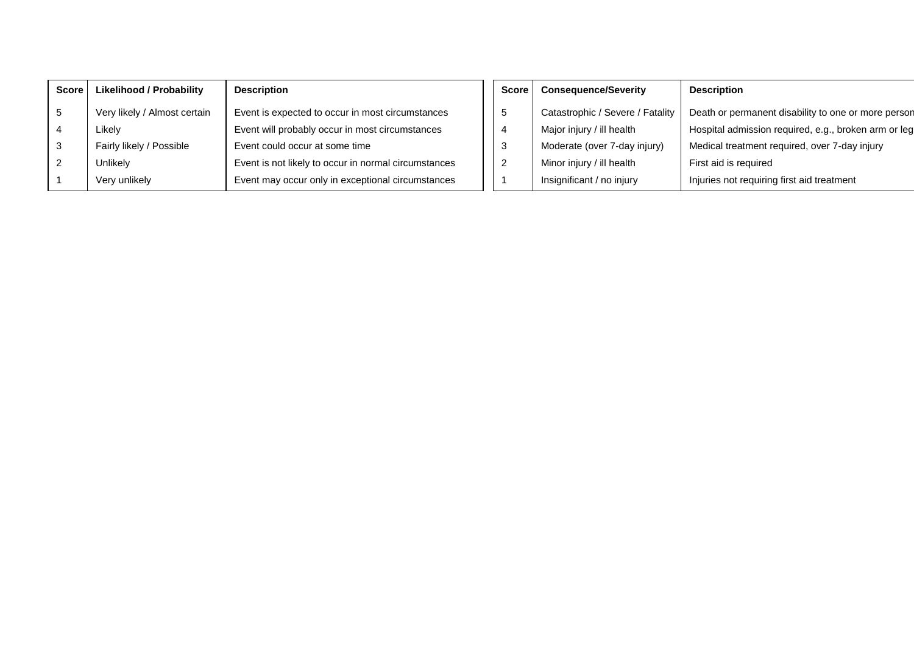| Score | Likelihood / Probability | Description |
|---|---|---|
| 5 | Very likely / Almost certain | Event is expected to occur in most circumstances |
| 4 | Likely | Event will probably occur in most circumstances |
| 3 | Fairly likely / Possible | Event could occur at some time |
| 2 | Unlikely | Event is not likely to occur in normal circumstances |
| 1 | Very unlikely | Event may occur only in exceptional circumstances |

| Score | Consequence/Severity | Description |
|---|---|---|
| 5 | Catastrophic / Severe / Fatality | Death or permanent disability to one or more person |
| 4 | Major injury / ill health | Hospital admission required, e.g., broken arm or leg |
| 3 | Moderate (over 7-day injury) | Medical treatment required, over 7-day injury |
| 2 | Minor injury / ill health | First aid is required |
| 1 | Insignificant / no injury | Injuries not requiring first aid treatment |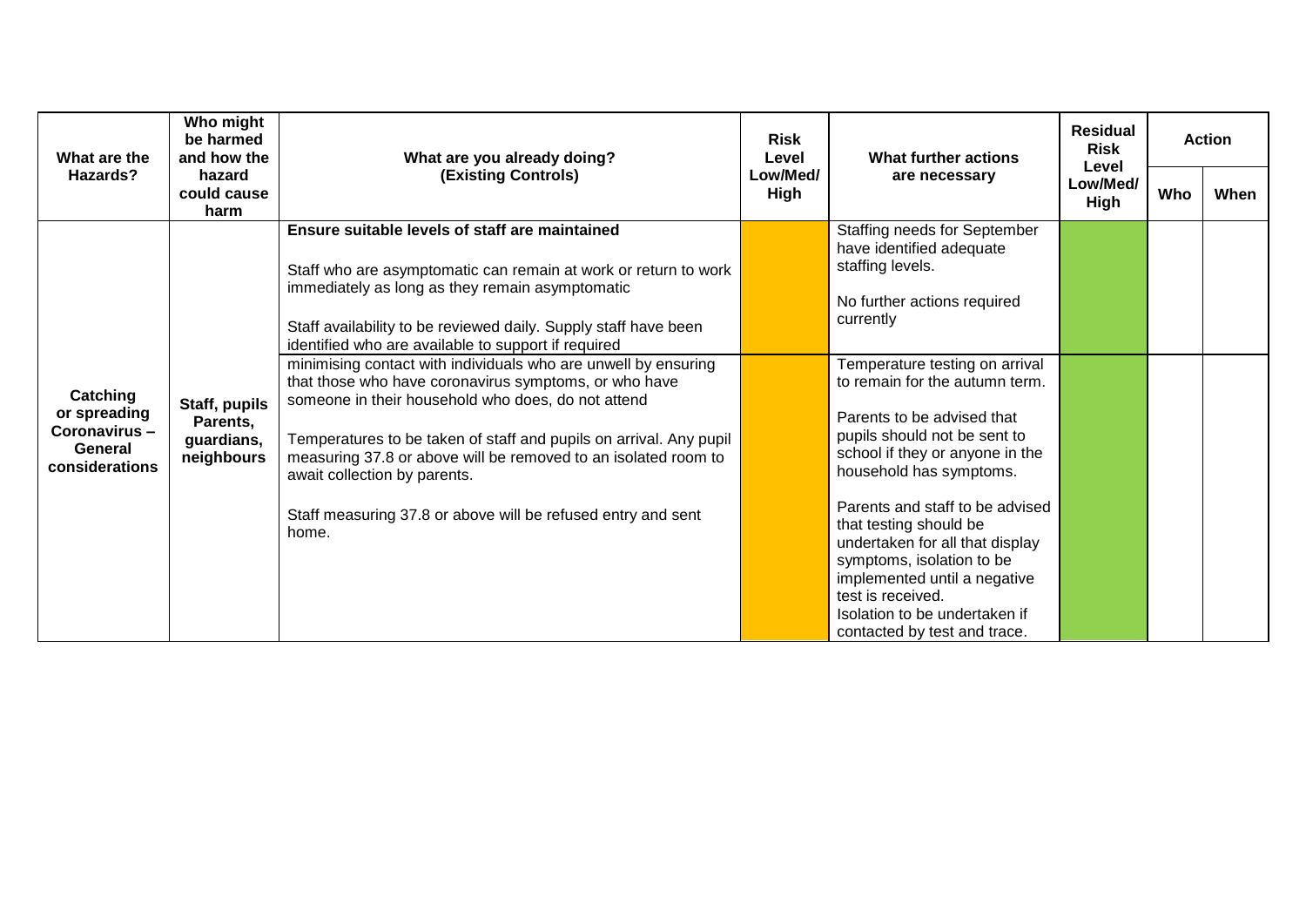| What are the Hazards? | Who might be harmed and how the hazard could cause harm | What are you already doing? (Existing Controls) | Risk Level Low/Med/ High | What further actions are necessary | Residual Risk Level Low/Med/ High | Action | |
|---|---|---|---|---|---|---|---|
| | | | | | | Who | When |
| **Catching or spreading Coronavirus – General considerations** | **Staff, pupils Parents, guardians, neighbours** | **Ensure suitable levels of staff are maintained**<br><br>Staff who are asymptomatic can remain at work or return to work immediately as long as they remain asymptomatic<br><br>Staff availability to be reviewed daily. Supply staff have been identified who are available to support if required | | Staffing needs for September have identified adequate staffing levels.<br><br>No further actions required currently | | | |
| | | minimising contact with individuals who are unwell by ensuring that those who have coronavirus symptoms, or who have someone in their household who does, do not attend<br><br>Temperatures to be taken of staff and pupils on arrival. Any pupil measuring 37.8 or above will be removed to an isolated room to await collection by parents.<br><br>Staff measuring 37.8 or above will be refused entry and sent home. | | Temperature testing on arrival to remain for the autumn term.<br><br>Parents to be advised that pupils should not be sent to school if they or anyone in the household has symptoms.<br><br>Parents and staff to be advised that testing should be undertaken for all that display symptoms, isolation to be implemented until a negative test is received.<br>Isolation to be undertaken if contacted by test and trace. | | | |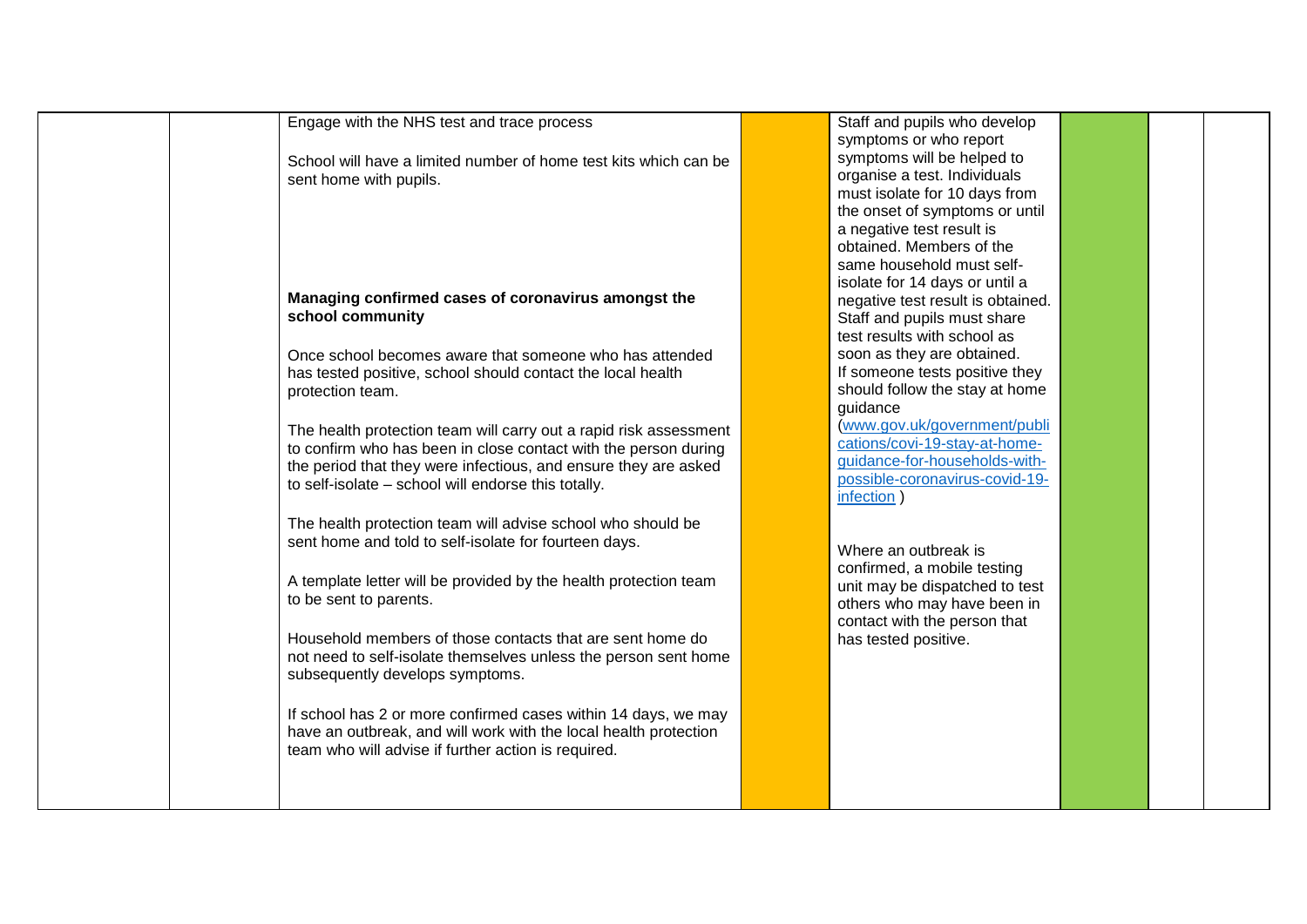|  |  | Engage with the NHS test and trace process<br><br>School will have a limited number of home test kits which can be sent home with pupils.<br><br>**Managing confirmed cases of coronavirus amongst the school community**<br><br>Once school becomes aware that someone who has attended has tested positive, school should contact the local health protection team.<br><br>The health protection team will carry out a rapid risk assessment to confirm who has been in close contact with the person during the period that they were infectious, and ensure they are asked to self-isolate – school will endorse this totally.<br><br>The health protection team will advise school who should be sent home and told to self-isolate for fourteen days.<br><br>A template letter will be provided by the health protection team to be sent to parents.<br><br>Household members of those contacts that are sent home do not need to self-isolate themselves unless the person sent home subsequently develops symptoms.<br><br>If school has 2 or more confirmed cases within 14 days, we may have an outbreak, and will work with the local health protection team who will advise if further action is required. |  | Staff and pupils who develop symptoms or who report symptoms will be helped to organise a test. Individuals must isolate for 10 days from the onset of symptoms or until a negative test result is obtained. Members of the same household must self-isolate for 14 days or until a negative test result is obtained. Staff and pupils must share test results with school as soon as they are obtained. If someone tests positive they should follow the stay at home guidance (www.gov.uk/government/publications/covi-19-stay-at-home-guidance-for-households-with-possible-coronavirus-covid-19-infection )<br><br>Where an outbreak is confirmed, a mobile testing unit may be dispatched to test others who may have been in contact with the person that has tested positive. |  |  |  |
|---|---|---|---|---|---|---|---|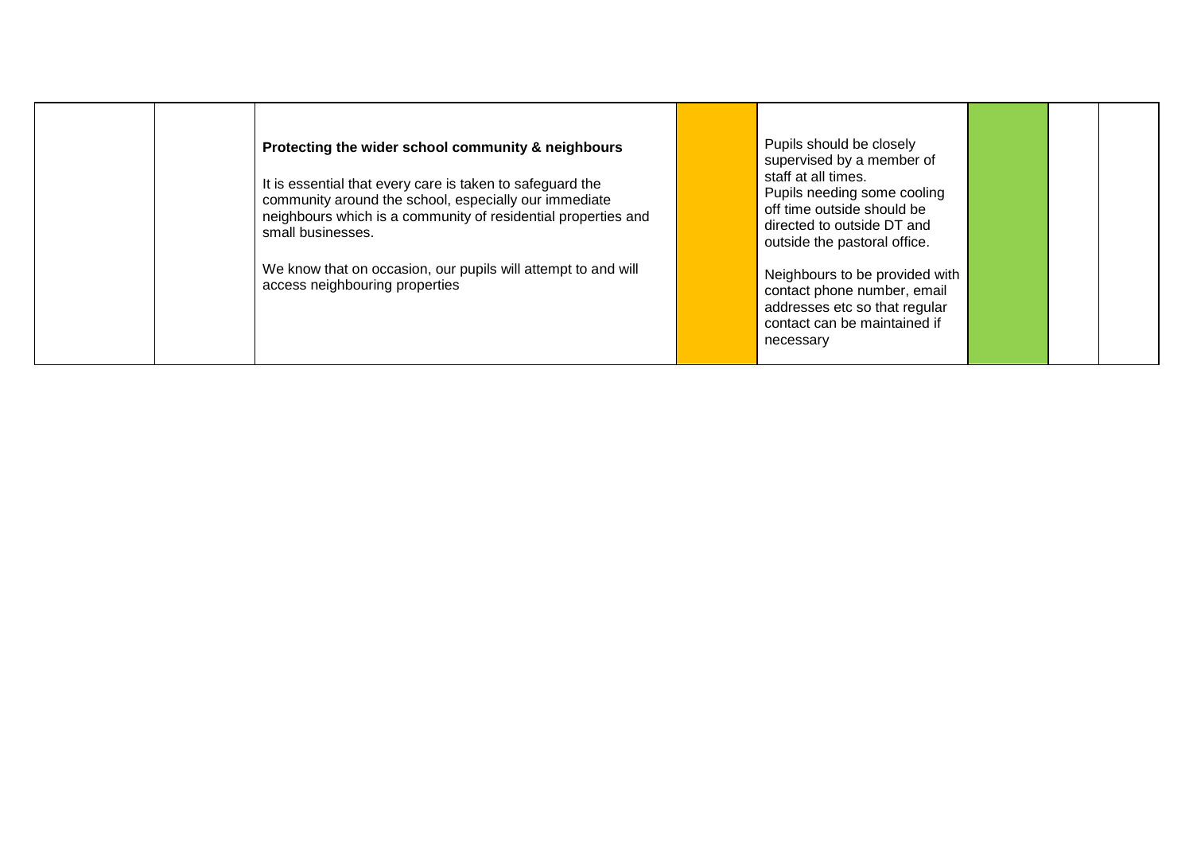|  |  |  |  |  |  |  |  |
|---|---|---|---|---|---|---|---|
|  |  | **Protecting the wider school community & neighbours**<br><br>It is essential that every care is taken to safeguard the community around the school, especially our immediate neighbours which is a community of residential properties and small businesses.<br><br>We know that on occasion, our pupils will attempt to and will access neighbouring properties |  | Pupils should be closely supervised by a member of staff at all times.<br>Pupils needing some cooling off time outside should be directed to outside DT and outside the pastoral office.<br><br>Neighbours to be provided with contact phone number, email addresses etc so that regular contact can be maintained if necessary |  |  |  |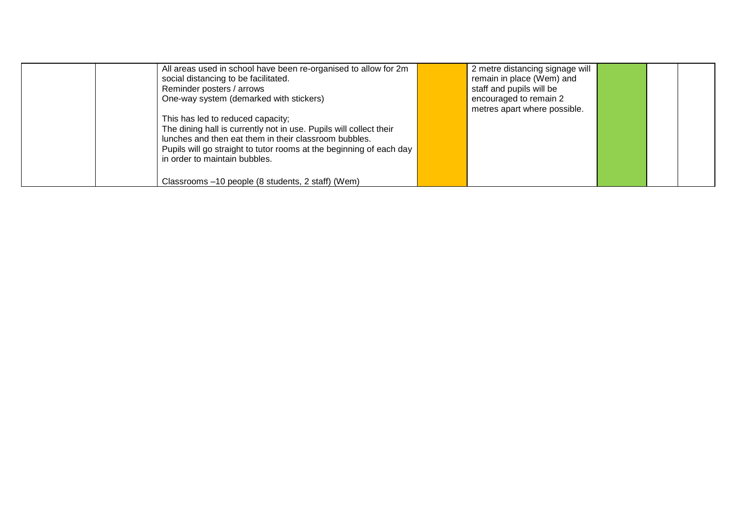| | | | | | | | |
|---|---|---|---|---|---|---|---|
| | | All areas used in school have been re-organised to allow for 2m social distancing to be facilitated.<br>Reminder posters / arrows<br>One-way system (demarked with stickers)<br><br>This has led to reduced capacity;<br>The dining hall is currently not in use. Pupils will collect their lunches and then eat them in their classroom bubbles.<br>Pupils will go straight to tutor rooms at the beginning of each day in order to maintain bubbles.<br><br>Classrooms –10 people (8 students, 2 staff) (Wem) | | 2 metre distancing signage will remain in place (Wem) and staff and pupils will be encouraged to remain 2 metres apart where possible. | | | |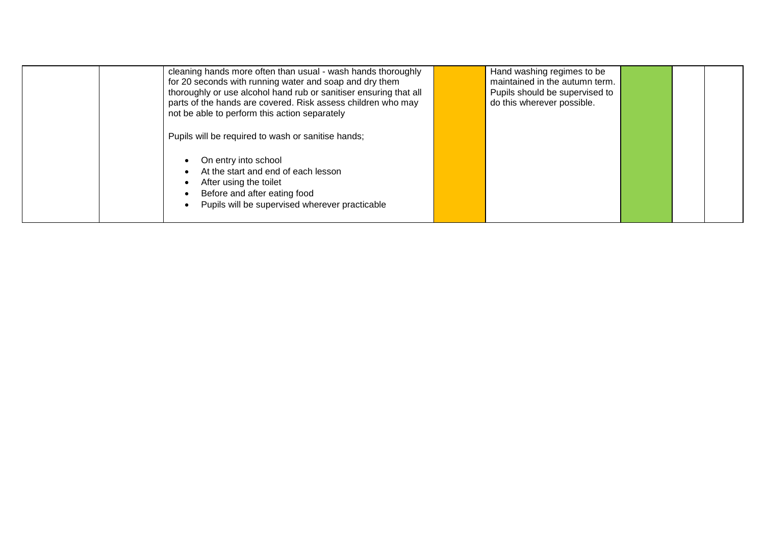|  |  |  |  |  |  |  |  |
|---|---|---|---|---|---|---|---|
|  |  | cleaning hands more often than usual - wash hands thoroughly for 20 seconds with running water and soap and dry them thoroughly or use alcohol hand rub or sanitiser ensuring that all parts of the hands are covered. Risk assess children who may not be able to perform this action separately<br><br>Pupils will be required to wash or sanitise hands;<br><br>• On entry into school<br>• At the start and end of each lesson<br>• After using the toilet<br>• Before and after eating food<br>• Pupils will be supervised wherever practicable |  | Hand washing regimes to be maintained in the autumn term. Pupils should be supervised to do this wherever possible. |  |  |  |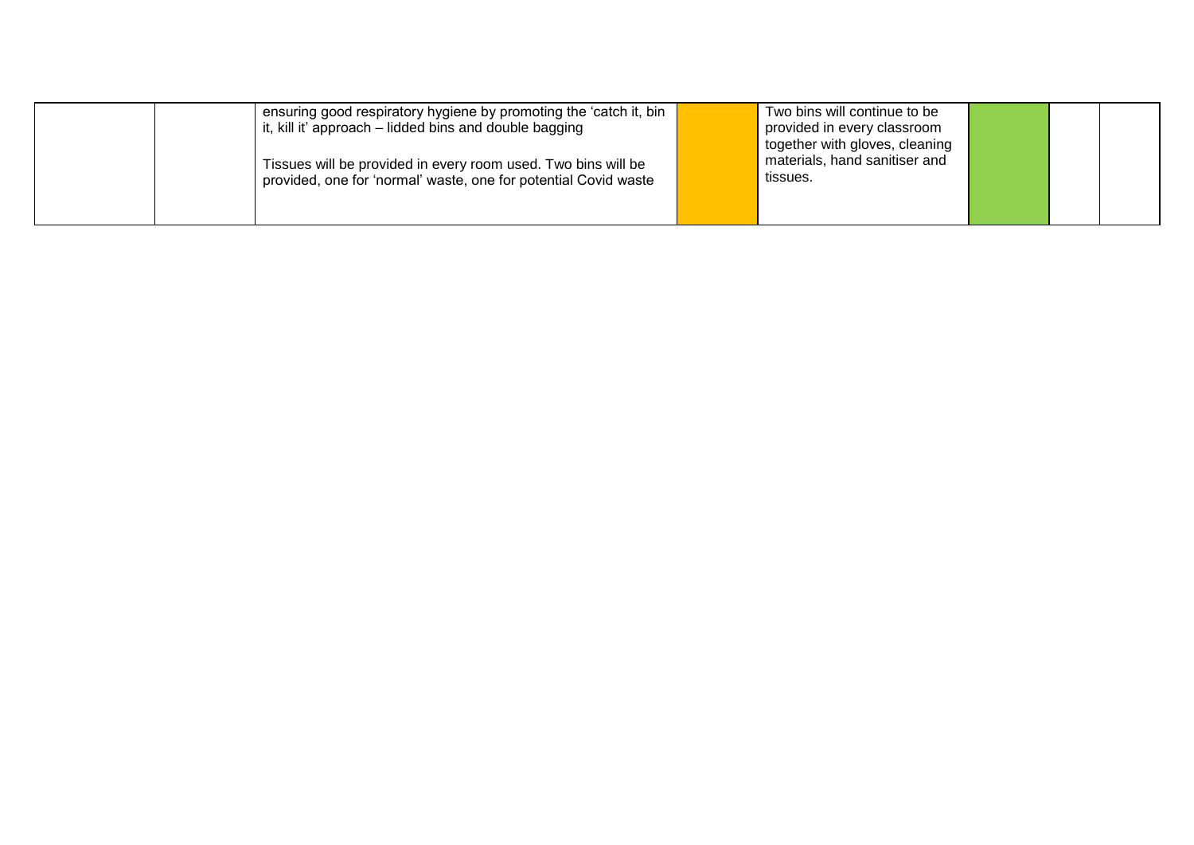| | | | | | | | |
|---|---|---|---|---|---|---|---|
| | | ensuring good respiratory hygiene by promoting the 'catch it, bin it, kill it' approach – lidded bins and double bagging<br><br>Tissues will be provided in every room used. Two bins will be provided, one for 'normal' waste, one for potential Covid waste | | Two bins will continue to be provided in every classroom together with gloves, cleaning materials, hand sanitiser and tissues. | | | |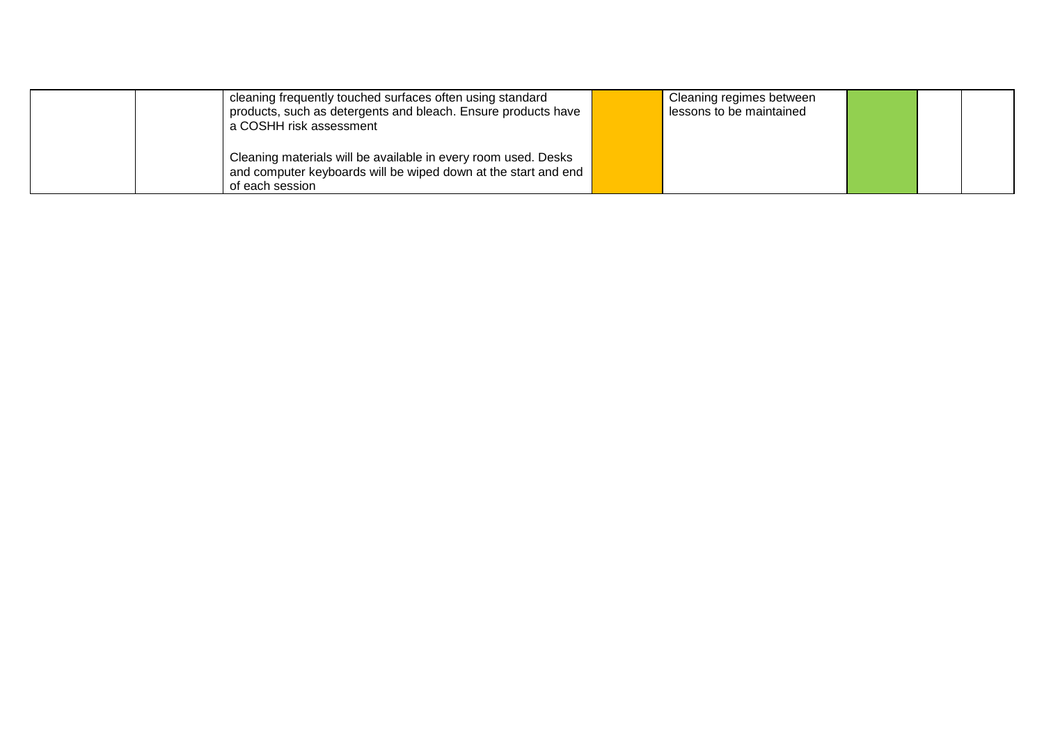| | | | | | | | |
|---|---|---|---|---|---|---|---|
| | | cleaning frequently touched surfaces often using standard products, such as detergents and bleach. Ensure products have a COSHH risk assessment<br><br>Cleaning materials will be available in every room used. Desks and computer keyboards will be wiped down at the start and end of each session | | Cleaning regimes between lessons to be maintained | | | |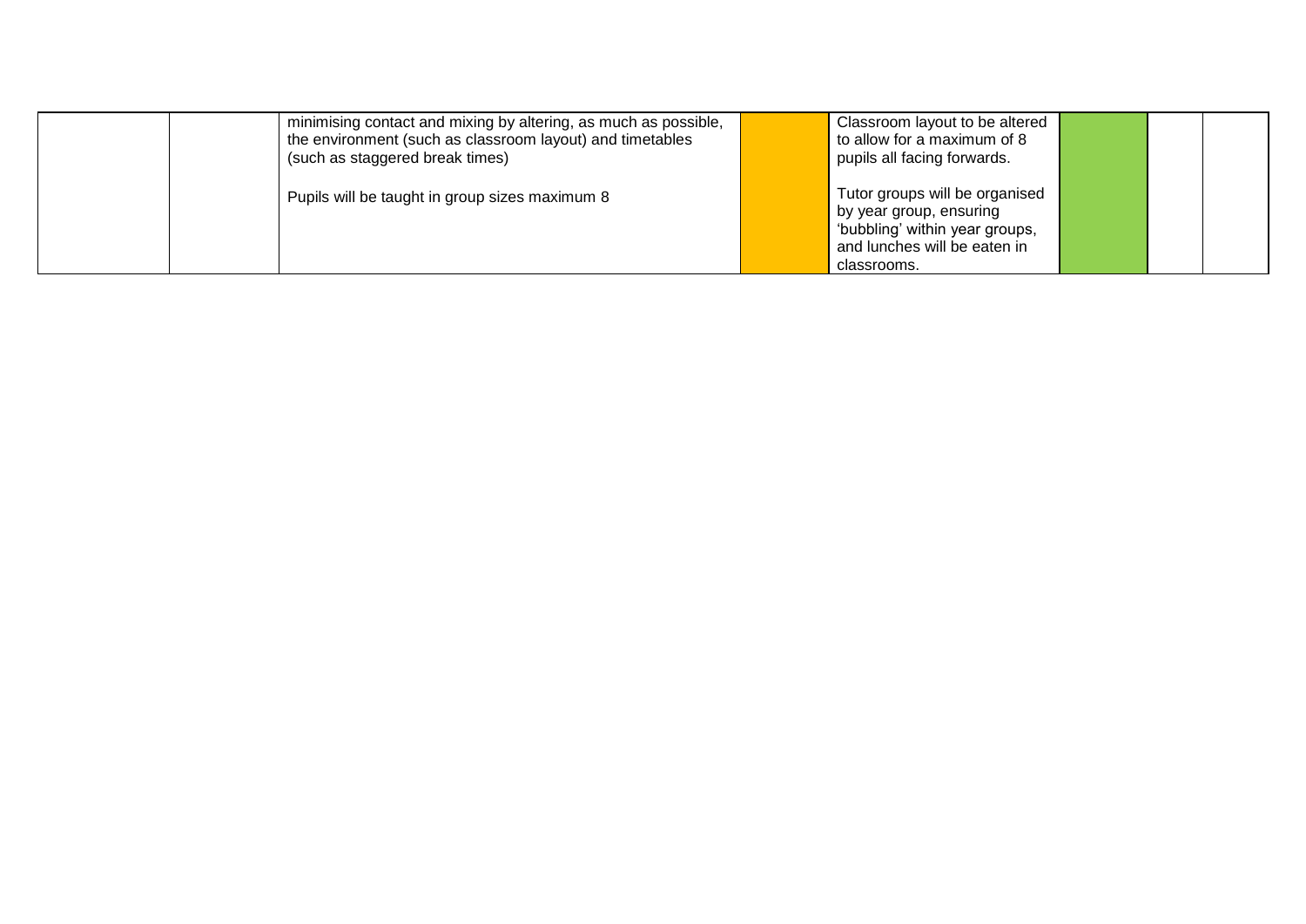| | | | | | | | |
|---|---|---|---|---|---|---|---|
| | | minimising contact and mixing by altering, as much as possible, the environment (such as classroom layout) and timetables (such as staggered break times)<br><br>Pupils will be taught in group sizes maximum 8 | | Classroom layout to be altered to allow for a maximum of 8 pupils all facing forwards.<br><br>Tutor groups will be organised by year group, ensuring 'bubbling' within year groups, and lunches will be eaten in classrooms. | | | |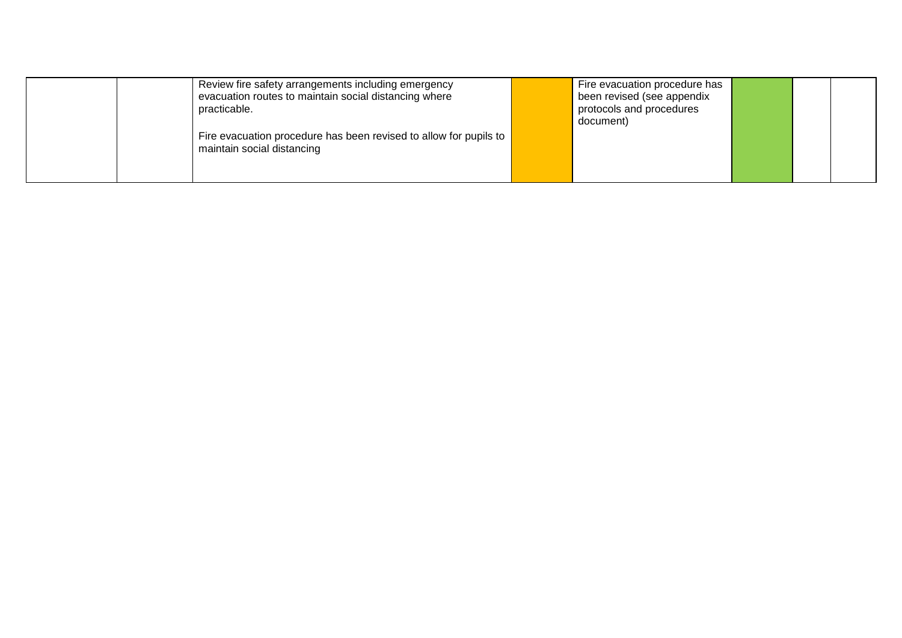| | | | | | | | |
|---|---|---|---|---|---|---|---|
| | | Review fire safety arrangements including emergency evacuation routes to maintain social distancing where practicable.<br><br>Fire evacuation procedure has been revised to allow for pupils to maintain social distancing | | Fire evacuation procedure has been revised (see appendix protocols and procedures document) | | | |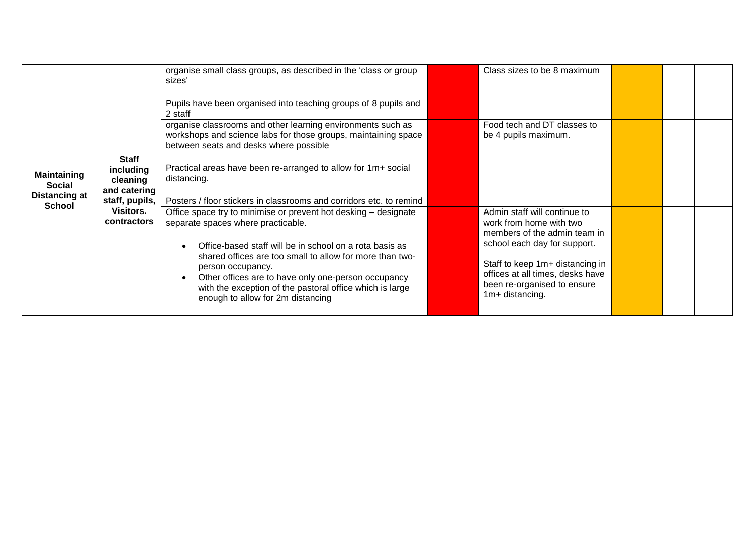| Maintaining Social Distancing at School | Staff including cleaning and catering staff, pupils, Visitors. contractors | organise small class groups, as described in the 'class or group sizes'<br><br>Pupils have been organised into teaching groups of 8 pupils and 2 staff | | Class sizes to be 8 maximum | | | |
|---|---|---|---|---|---|---|---|
| | | organise classrooms and other learning environments such as workshops and science labs for those groups, maintaining space between seats and desks where possible<br><br>Practical areas have been re-arranged to allow for 1m+ social distancing.<br><br>Posters / floor stickers in classrooms and corridors etc. to remind | | Food tech and DT classes to be 4 pupils maximum. | | | |
| | | Office space try to minimise or prevent hot desking – designate separate spaces where practicable.<br><br>• Office-based staff will be in school on a rota basis as shared offices are too small to allow for more than two-person occupancy.<br>• Other offices are to have only one-person occupancy with the exception of the pastoral office which is large enough to allow for 2m distancing | | Admin staff will continue to work from home with two members of the admin team in school each day for support.<br><br>Staff to keep 1m+ distancing in offices at all times, desks have been re-organised to ensure 1m+ distancing. | | | |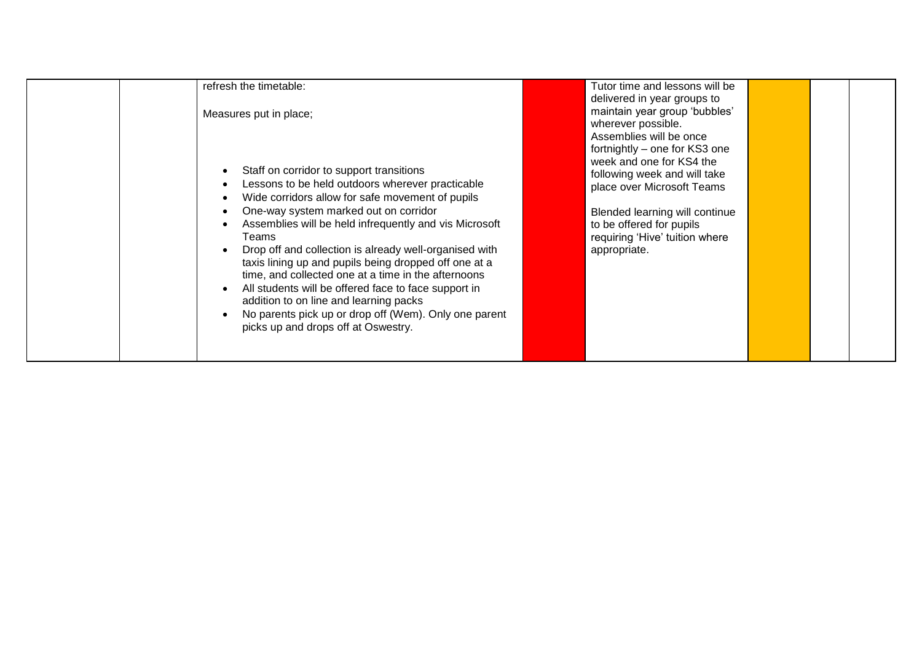|  |  | refresh the timetable:<br><br>Measures put in place;<br><br>• Staff on corridor to support transitions<br>• Lessons to be held outdoors wherever practicable<br>• Wide corridors allow for safe movement of pupils<br>• One-way system marked out on corridor<br>• Assemblies will be held infrequently and vis Microsoft Teams<br>• Drop off and collection is already well-organised with taxis lining up and pupils being dropped off one at a time, and collected one at a time in the afternoons<br>• All students will be offered face to face support in addition to on line and learning packs<br>• No parents pick up or drop off (Wem). Only one parent picks up and drops off at Oswestry. |  | Tutor time and lessons will be delivered in year groups to maintain year group 'bubbles' wherever possible.<br>Assemblies will be once fortnightly – one for KS3 one week and one for KS4 the following week and will take place over Microsoft Teams<br><br>Blended learning will continue to be offered for pupils requiring 'Hive' tuition where appropriate. |  |  |  |
|---|---|---|---|---|---|---|---|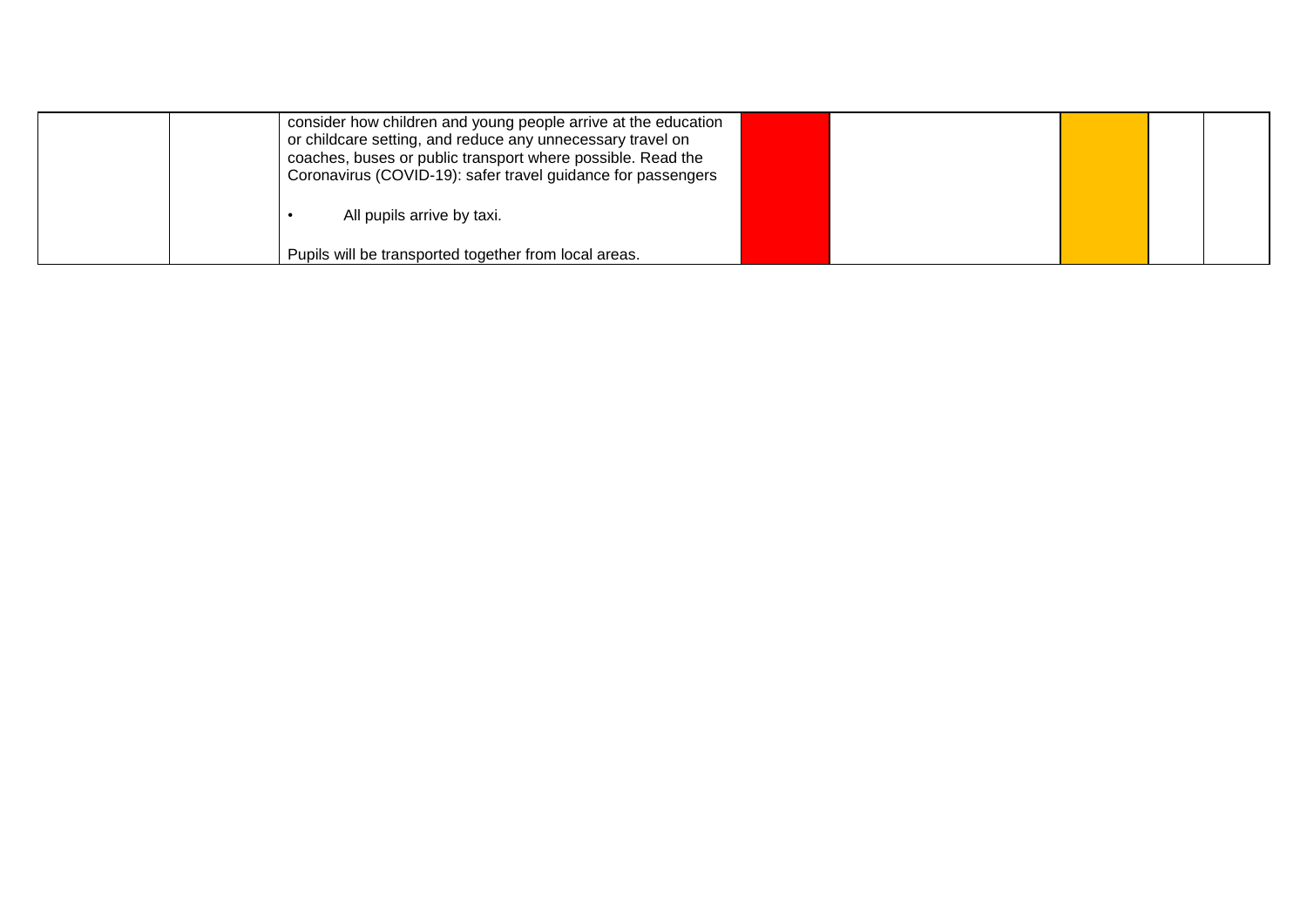|  |  |  |  |  |  |  |  |
|---|---|---|---|---|---|---|---|
|  |  | consider how children and young people arrive at the education or childcare setting, and reduce any unnecessary travel on coaches, buses or public transport where possible. Read the Coronavirus (COVID-19): safer travel guidance for passengers<br><br>• All pupils arrive by taxi.<br><br>Pupils will be transported together from local areas. |  |  |  |  |  |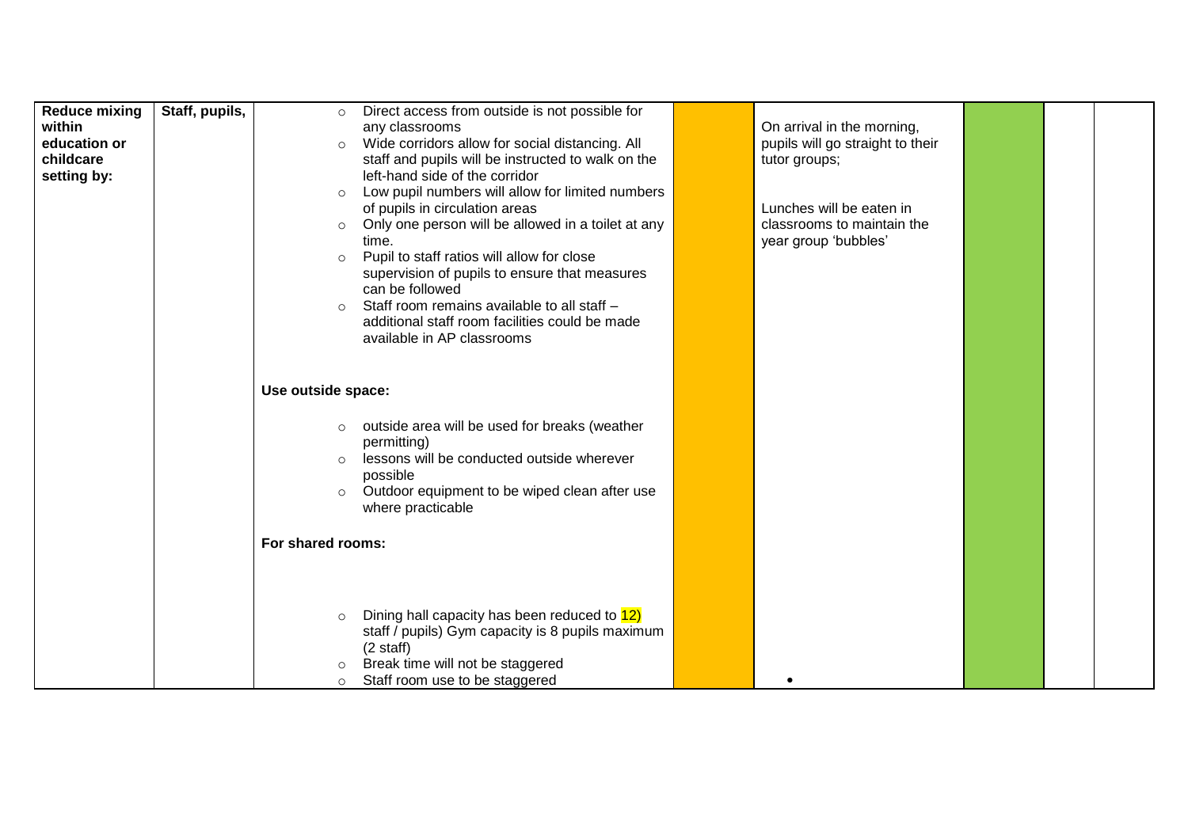| Reduce mixing within education or childcare setting by: | Staff, pupils, | <ul><li>Direct access from outside is not possible for any classrooms</li><li>Wide corridors allow for social distancing. All staff and pupils will be instructed to walk on the left-hand side of the corridor</li><li>Low pupil numbers will allow for limited numbers of pupils in circulation areas</li><li>Only one person will be allowed in a toilet at any time.</li><li>Pupil to staff ratios will allow for close supervision of pupils to ensure that measures can be followed</li><li>Staff room remains available to all staff – additional staff room facilities could be made available in AP classrooms</li></ul> **Use outside space:** <ul><li>outside area will be used for breaks (weather permitting)</li><li>lessons will be conducted outside wherever possible</li><li>Outdoor equipment to be wiped clean after use where practicable</li></ul> **For shared rooms:** <ul><li>Dining hall capacity has been reduced to 12) staff / pupils) Gym capacity is 8 pupils maximum (2 staff)</li><li>Break time will not be staggered</li><li>Staff room use to be staggered</li></ul> | | On arrival in the morning, pupils will go straight to their tutor groups; <br><br> Lunches will be eaten in classrooms to maintain the year group 'bubbles' <br><br> • | | | |
|---|---|---|---|---|---|---|---|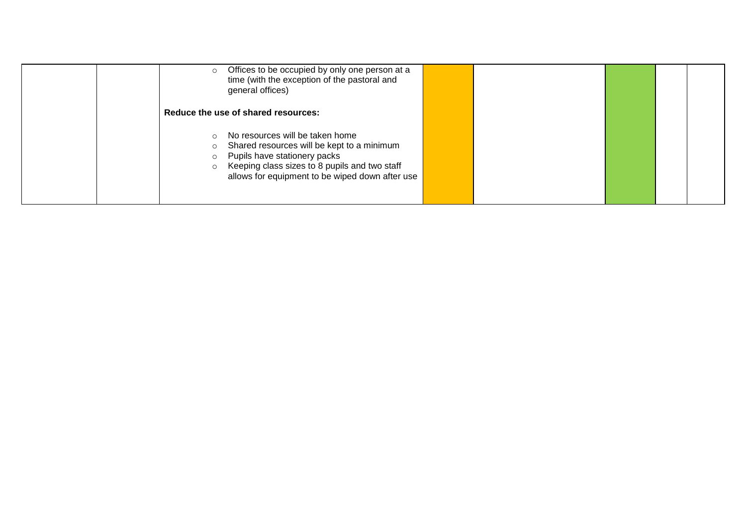| | | | | | | | |
|---|---|---|---|---|---|---|---|
| | | ○ Offices to be occupied by only one person at a time (with the exception of the pastoral and general offices)<br><br>**Reduce the use of shared resources:**<br><br>○ No resources will be taken home<br>○ Shared resources will be kept to a minimum<br>○ Pupils have stationery packs<br>○ Keeping class sizes to 8 pupils and two staff allows for equipment to be wiped down after use | | | | | |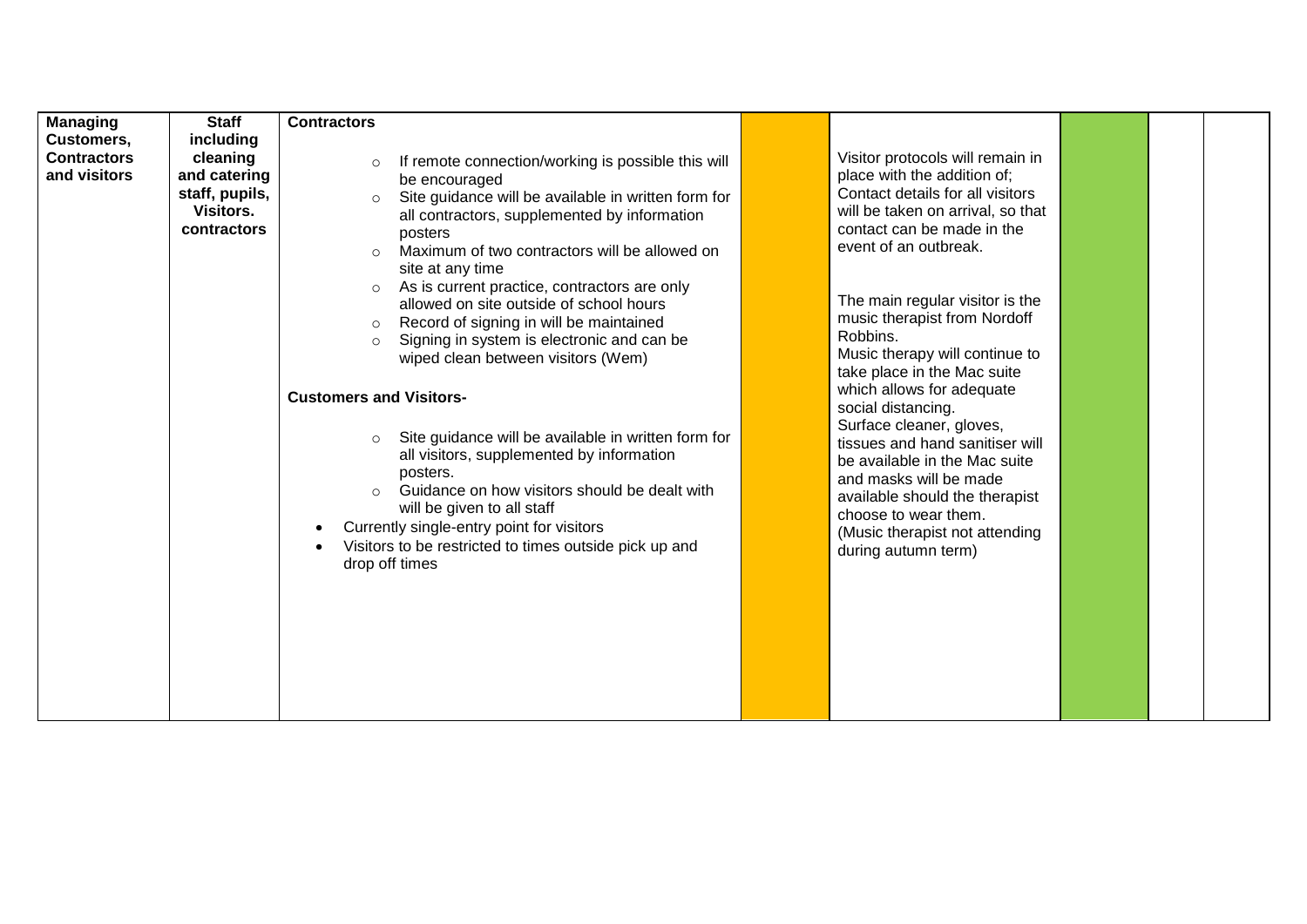| Managing Customers, Contractors and visitors | Staff including cleaning and catering staff, pupils, Visitors. contractors | **Contractors**<br><br>○ If remote connection/working is possible this will be encouraged<br>○ Site guidance will be available in written form for all contractors, supplemented by information posters<br>○ Maximum of two contractors will be allowed on site at any time<br>○ As is current practice, contractors are only allowed on site outside of school hours<br>○ Record of signing in will be maintained<br>○ Signing in system is electronic and can be wiped clean between visitors (Wem)<br><br>**Customers and Visitors-**<br><br>○ Site guidance will be available in written form for all visitors, supplemented by information posters.<br>○ Guidance on how visitors should be dealt with will be given to all staff<br>• Currently single-entry point for visitors<br>• Visitors to be restricted to times outside pick up and drop off times | | Visitor protocols will remain in place with the addition of; Contact details for all visitors will be taken on arrival, so that contact can be made in the event of an outbreak.<br><br>The main regular visitor is the music therapist from Nordoff Robbins.<br>Music therapy will continue to take place in the Mac suite which allows for adequate social distancing.<br>Surface cleaner, gloves, tissues and hand sanitiser will be available in the Mac suite and masks will be made available should the therapist choose to wear them.<br>(Music therapist not attending during autumn term) | | | |
|---|---|---|---|---|---|---|---|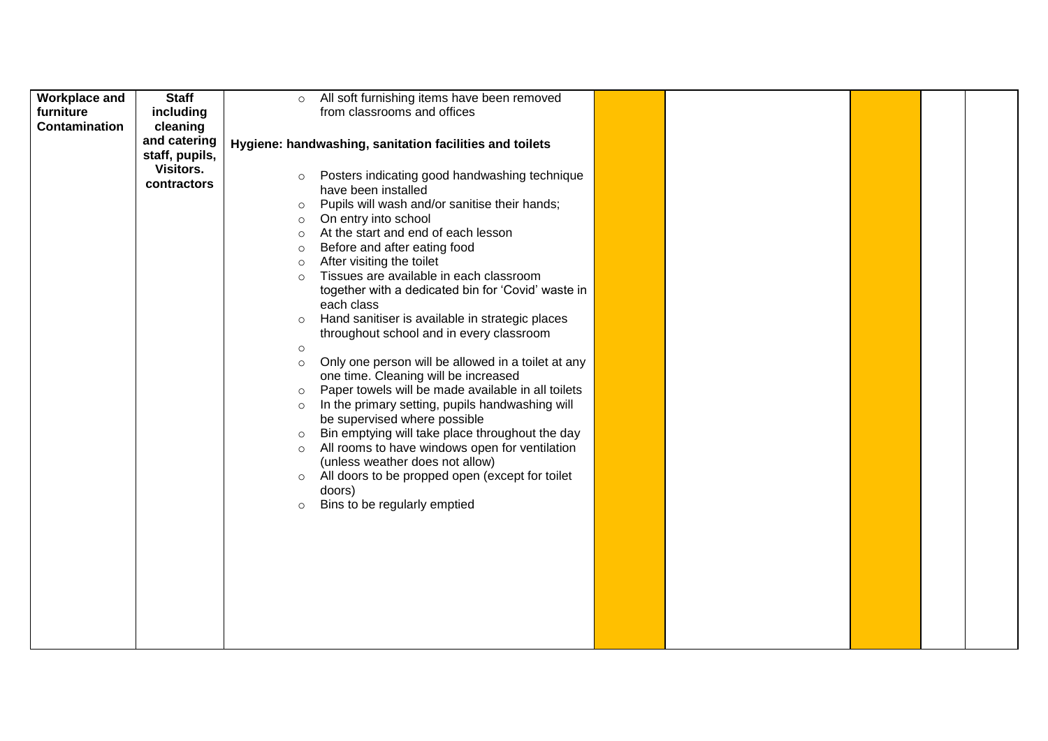| Workplace and furniture Contamination | Staff including cleaning and catering staff, pupils, Visitors. contractors | <ul><li>All soft furnishing items have been removed from classrooms and offices</li></ul>**Hygiene: handwashing, sanitation facilities and toilets**<ul><li>Posters indicating good handwashing technique have been installed</li><li>Pupils will wash and/or sanitise their hands;</li><li>On entry into school</li><li>At the start and end of each lesson</li><li>Before and after eating food</li><li>After visiting the toilet</li><li>Tissues are available in each classroom together with a dedicated bin for 'Covid' waste in each class</li><li>Hand sanitiser is available in strategic places throughout school and in every classroom</li><li></li><li>Only one person will be allowed in a toilet at any one time. Cleaning will be increased</li><li>Paper towels will be made available in all toilets</li><li>In the primary setting, pupils handwashing will be supervised where possible</li><li>Bin emptying will take place throughout the day</li><li>All rooms to have windows open for ventilation (unless weather does not allow)</li><li>All doors to be propped open (except for toilet doors)</li><li>Bins to be regularly emptied</li></ul> | | | | | |
|---|---|---|---|---|---|---|---|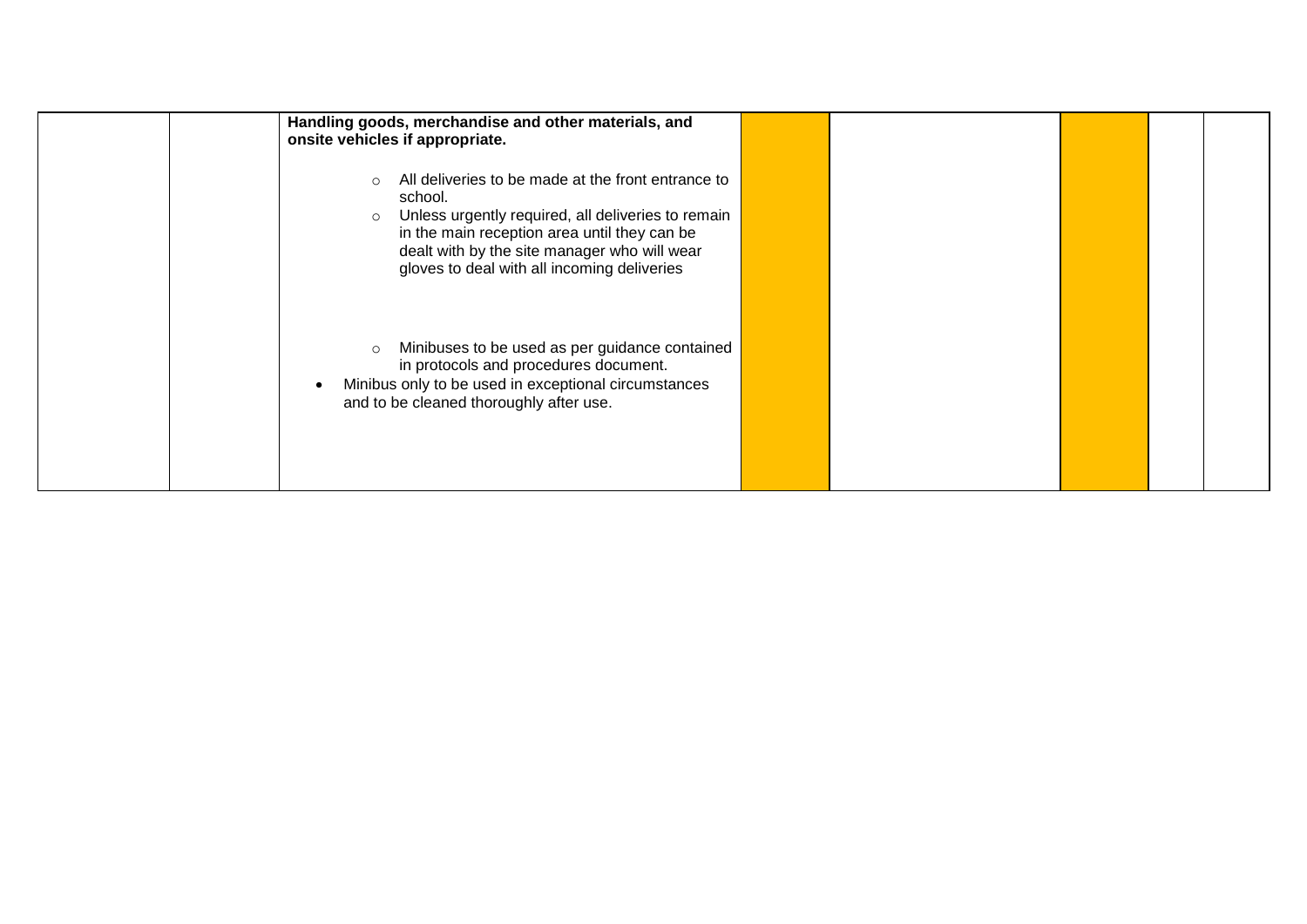|  |  | **Handling goods, merchandise and other materials, and onsite vehicles if appropriate.**<br><br>- All deliveries to be made at the front entrance to school.<br>- Unless urgently required, all deliveries to remain in the main reception area until they can be dealt with by the site manager who will wear gloves to deal with all incoming deliveries<br><br>- Minibuses to be used as per guidance contained in protocols and procedures document.<br>- Minibus only to be used in exceptional circumstances and to be cleaned thoroughly after use. |  |  |  |  |  |
|---|---|---|---|---|---|---|---|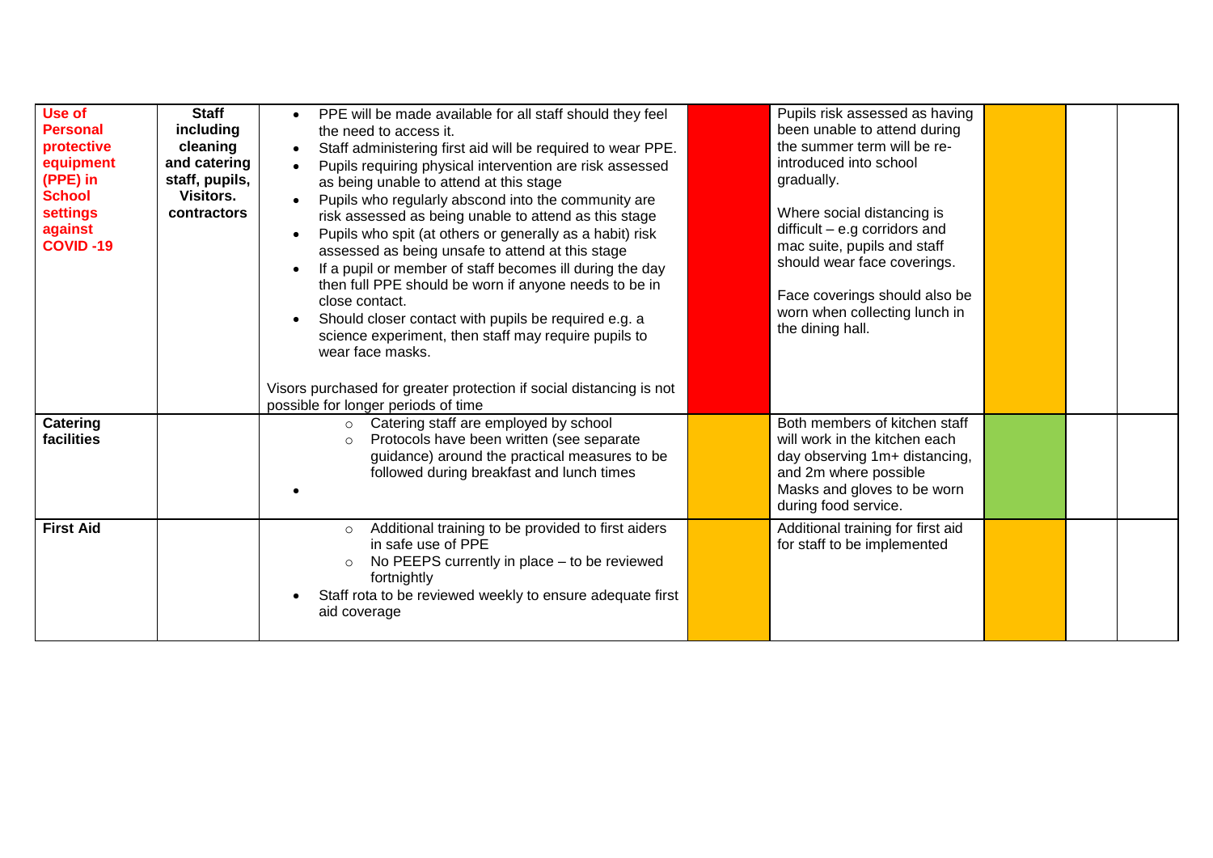| Use of Personal protective equipment (PPE) in School settings against COVID -19 | Staff including cleaning and catering staff, pupils, Visitors. contractors | • PPE will be made available for all staff should they feel the need to access it.<br>• Staff administering first aid will be required to wear PPE.<br>• Pupils requiring physical intervention are risk assessed as being unable to attend at this stage<br>• Pupils who regularly abscond into the community are risk assessed as being unable to attend as this stage<br>• Pupils who spit (at others or generally as a habit) risk assessed as being unsafe to attend at this stage<br>• If a pupil or member of staff becomes ill during the day then full PPE should be worn if anyone needs to be in close contact.<br>• Should closer contact with pupils be required e.g. a science experiment, then staff may require pupils to wear face masks.<br><br>Visors purchased for greater protection if social distancing is not possible for longer periods of time | | Pupils risk assessed as having been unable to attend during the summer term will be re-introduced into school gradually.<br><br>Where social distancing is difficult – e.g corridors and mac suite, pupils and staff should wear face coverings.<br><br>Face coverings should also be worn when collecting lunch in the dining hall. | | | |
|---|---|---|---|---|---|---|---|
| Catering facilities | | ○ Catering staff are employed by school<br>○ Protocols have been written (see separate guidance) around the practical measures to be followed during breakfast and lunch times<br>• | | Both members of kitchen staff will work in the kitchen each day observing 1m+ distancing, and 2m where possible Masks and gloves to be worn during food service. | | | |
| First Aid | | ○ Additional training to be provided to first aiders in safe use of PPE<br>○ No PEEPS currently in place – to be reviewed fortnightly<br>• Staff rota to be reviewed weekly to ensure adequate first aid coverage | | Additional training for first aid for staff to be implemented | | | |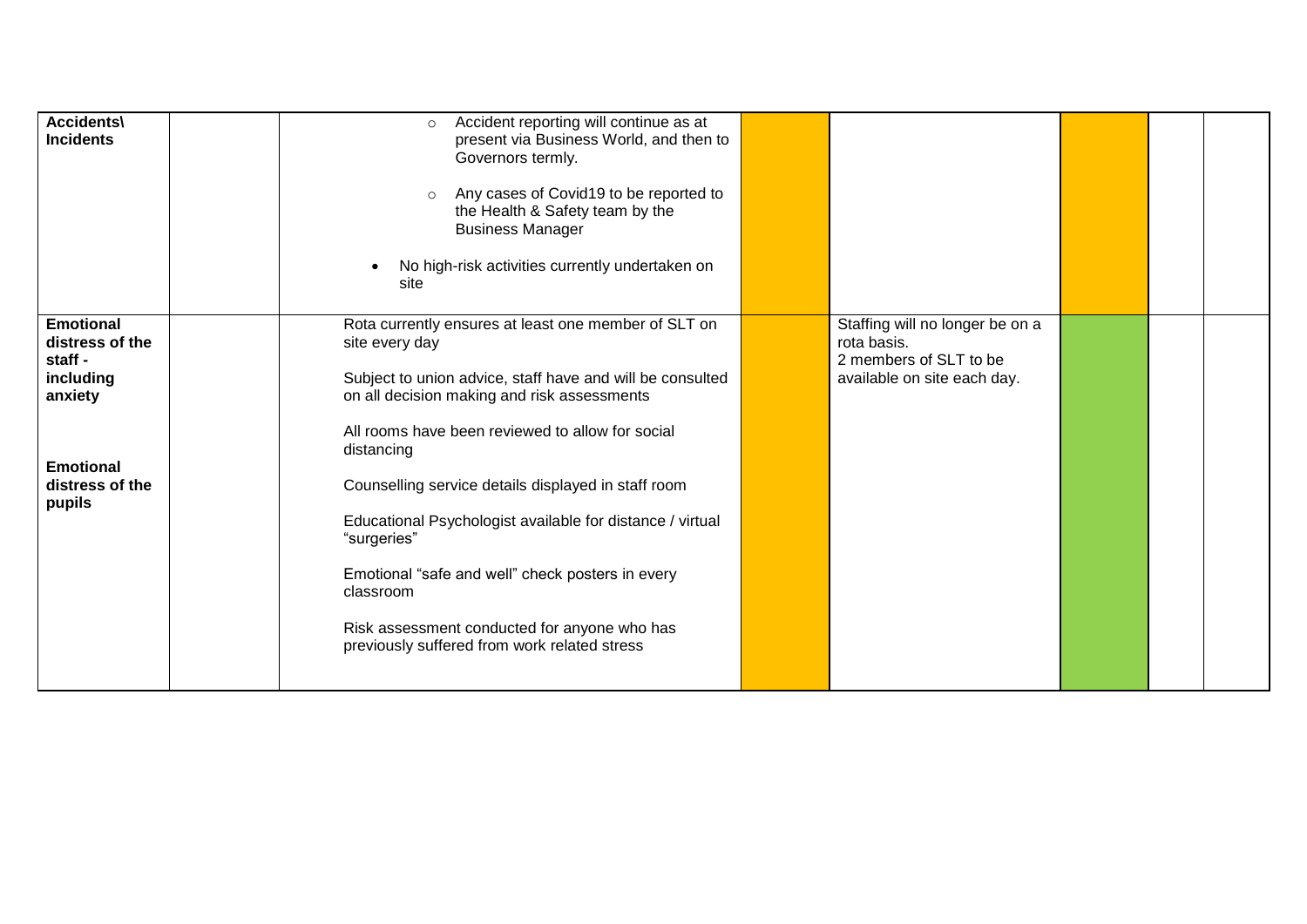| | | | | | | | |
|---|---|---|---|---|---|---|---|
| **Accidents\ Incidents** | | ○ Accident reporting will continue as at present via Business World, and then to Governors termly.<br>○ Any cases of Covid19 to be reported to the Health & Safety team by the Business Manager<br>• No high-risk activities currently undertaken on site | | | | | |
| **Emotional distress of the staff - including anxiety**<br><br>**Emotional distress of the pupils** | | Rota currently ensures at least one member of SLT on site every day<br><br>Subject to union advice, staff have and will be consulted on all decision making and risk assessments<br><br>All rooms have been reviewed to allow for social distancing<br><br>Counselling service details displayed in staff room<br><br>Educational Psychologist available for distance / virtual "surgeries"<br><br>Emotional "safe and well" check posters in every classroom<br><br>Risk assessment conducted for anyone who has previously suffered from work related stress | | Staffing will no longer be on a rota basis.<br>2 members of SLT to be available on site each day. | | | |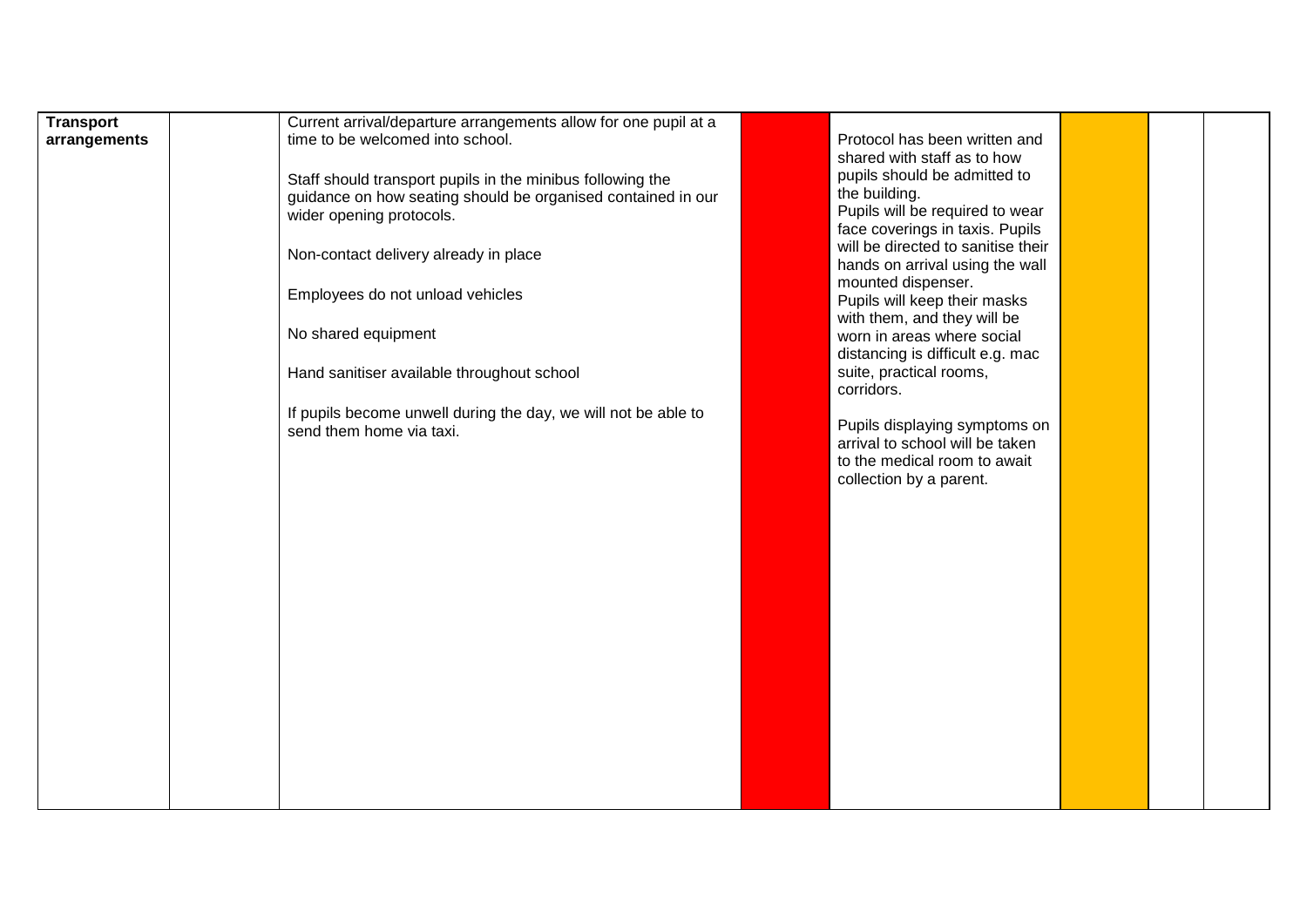| Transport arrangements | | Current arrival/departure arrangements allow for one pupil at a time to be welcomed into school.<br><br>Staff should transport pupils in the minibus following the guidance on how seating should be organised contained in our wider opening protocols.<br><br>Non-contact delivery already in place<br><br>Employees do not unload vehicles<br><br>No shared equipment<br><br>Hand sanitiser available throughout school<br><br>If pupils become unwell during the day, we will not be able to send them home via taxi. | | Protocol has been written and shared with staff as to how pupils should be admitted to the building.<br>Pupils will be required to wear face coverings in taxis. Pupils will be directed to sanitise their hands on arrival using the wall mounted dispenser.<br>Pupils will keep their masks with them, and they will be worn in areas where social distancing is difficult e.g. mac suite, practical rooms, corridors.<br><br>Pupils displaying symptoms on arrival to school will be taken to the medical room to await collection by a parent. | | | |
|---|---|---|---|---|---|---|---|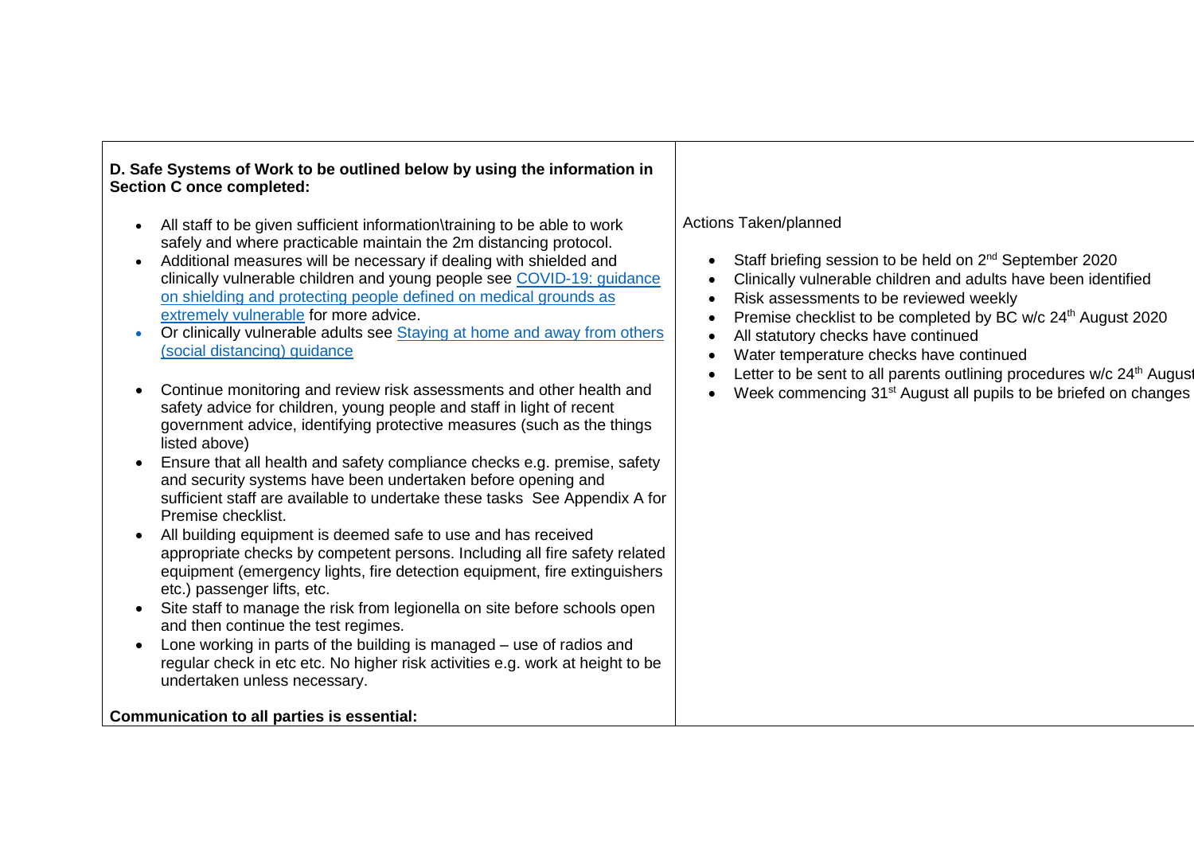| **D. Safe Systems of Work to be outlined below by using the information in Section C once completed:** | |
|---|---|
| <ul><li>All staff to be given sufficient information\training to be able to work safely and where practicable maintain the 2m distancing protocol.</li><li>Additional measures will be necessary if dealing with shielded and clinically vulnerable children and young people see [COVID-19: guidance on shielding and protecting people defined on medical grounds as extremely vulnerable]() for more advice.</li><li>Or clinically vulnerable adults see [Staying at home and away from others (social distancing) guidance]()</li><li>Continue monitoring and review risk assessments and other health and safety advice for children, young people and staff in light of recent government advice, identifying protective measures (such as the things listed above)</li><li>Ensure that all health and safety compliance checks e.g. premise, safety and security systems have been undertaken before opening and sufficient staff are available to undertake these tasks See Appendix A for Premise checklist.</li><li>All building equipment is deemed safe to use and has received appropriate checks by competent persons. Including all fire safety related equipment (emergency lights, fire detection equipment, fire extinguishers etc.) passenger lifts, etc.</li><li>Site staff to manage the risk from legionella on site before schools open and then continue the test regimes.</li><li>Lone working in parts of the building is managed – use of radios and regular check in etc etc. No higher risk activities e.g. work at height to be undertaken unless necessary.</li></ul>**Communication to all parties is essential:** | Actions Taken/planned<ul><li>Staff briefing session to be held on 2nd September 2020</li><li>Clinically vulnerable children and adults have been identified</li><li>Risk assessments to be reviewed weekly</li><li>Premise checklist to be completed by BC w/c 24th August 2020</li><li>All statutory checks have continued</li><li>Water temperature checks have continued</li><li>Letter to be sent to all parents outlining procedures w/c 24th August</li><li>Week commencing 31st August all pupils to be briefed on changes</li></ul> |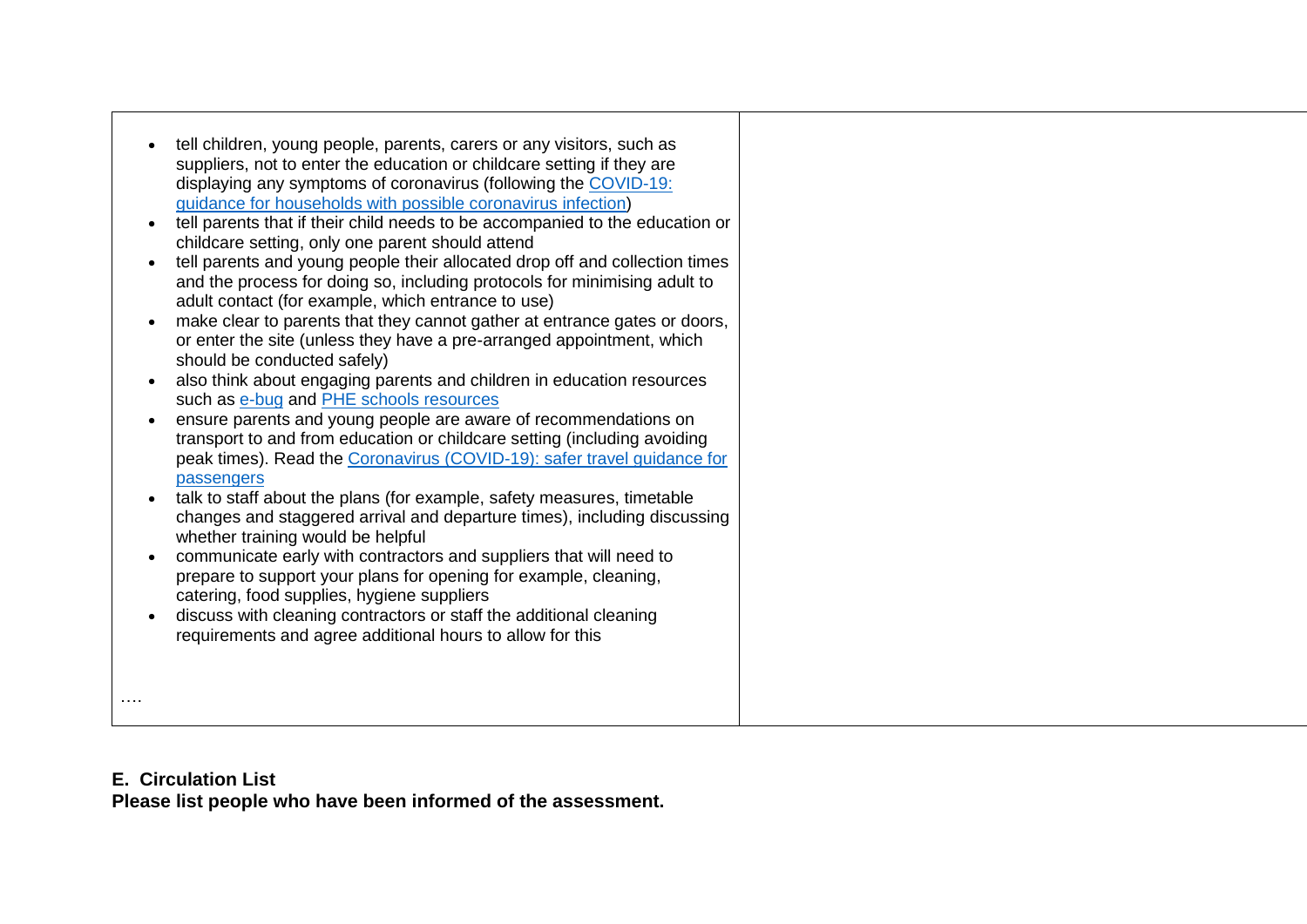| | |
|---|---|
| • tell children, young people, parents, carers or any visitors, such as suppliers, not to enter the education or childcare setting if they are displaying any symptoms of coronavirus (following the [COVID-19: guidance for households with possible coronavirus infection](#))<br>• tell parents that if their child needs to be accompanied to the education or childcare setting, only one parent should attend<br>• tell parents and young people their allocated drop off and collection times and the process for doing so, including protocols for minimising adult to adult contact (for example, which entrance to use)<br>• make clear to parents that they cannot gather at entrance gates or doors, or enter the site (unless they have a pre-arranged appointment, which should be conducted safely)<br>• also think about engaging parents and children in education resources such as [e-bug](#) and [PHE schools resources](#)<br>• ensure parents and young people are aware of recommendations on transport to and from education or childcare setting (including avoiding peak times). Read the [Coronavirus (COVID-19): safer travel guidance for passengers](#)<br>• talk to staff about the plans (for example, safety measures, timetable changes and staggered arrival and departure times), including discussing whether training would be helpful<br>• communicate early with contractors and suppliers that will need to prepare to support your plans for opening for example, cleaning, catering, food supplies, hygiene suppliers<br>• discuss with cleaning contractors or staff the additional cleaning requirements and agree additional hours to allow for this<br><br>…. | |

**E. Circulation List**
**Please list people who have been informed of the assessment.**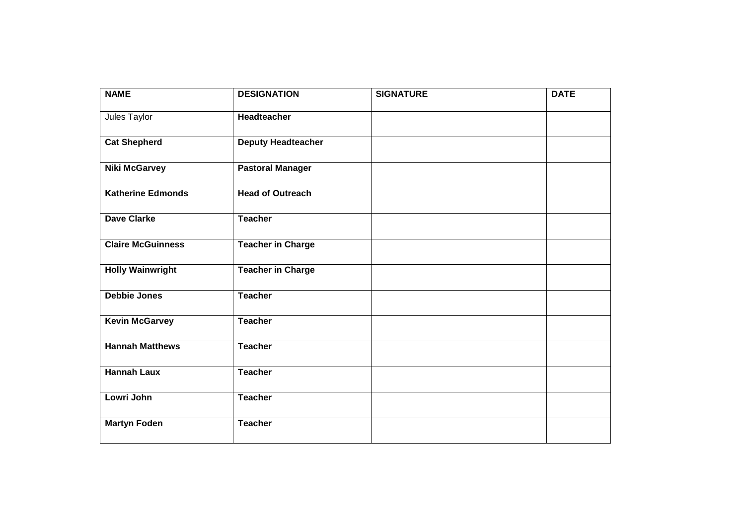| NAME | DESIGNATION | SIGNATURE | DATE |
|---|---|---|---|
| Jules Taylor | **Headteacher** | | |
| **Cat Shepherd** | **Deputy Headteacher** | | |
| **Niki McGarvey** | **Pastoral Manager** | | |
| **Katherine Edmonds** | **Head of Outreach** | | |
| **Dave Clarke** | **Teacher** | | |
| **Claire McGuinness** | **Teacher in Charge** | | |
| **Holly Wainwright** | **Teacher in Charge** | | |
| **Debbie Jones** | **Teacher** | | |
| **Kevin McGarvey** | **Teacher** | | |
| **Hannah Matthews** | **Teacher** | | |
| **Hannah Laux** | **Teacher** | | |
| **Lowri John** | **Teacher** | | |
| **Martyn Foden** | **Teacher** | | |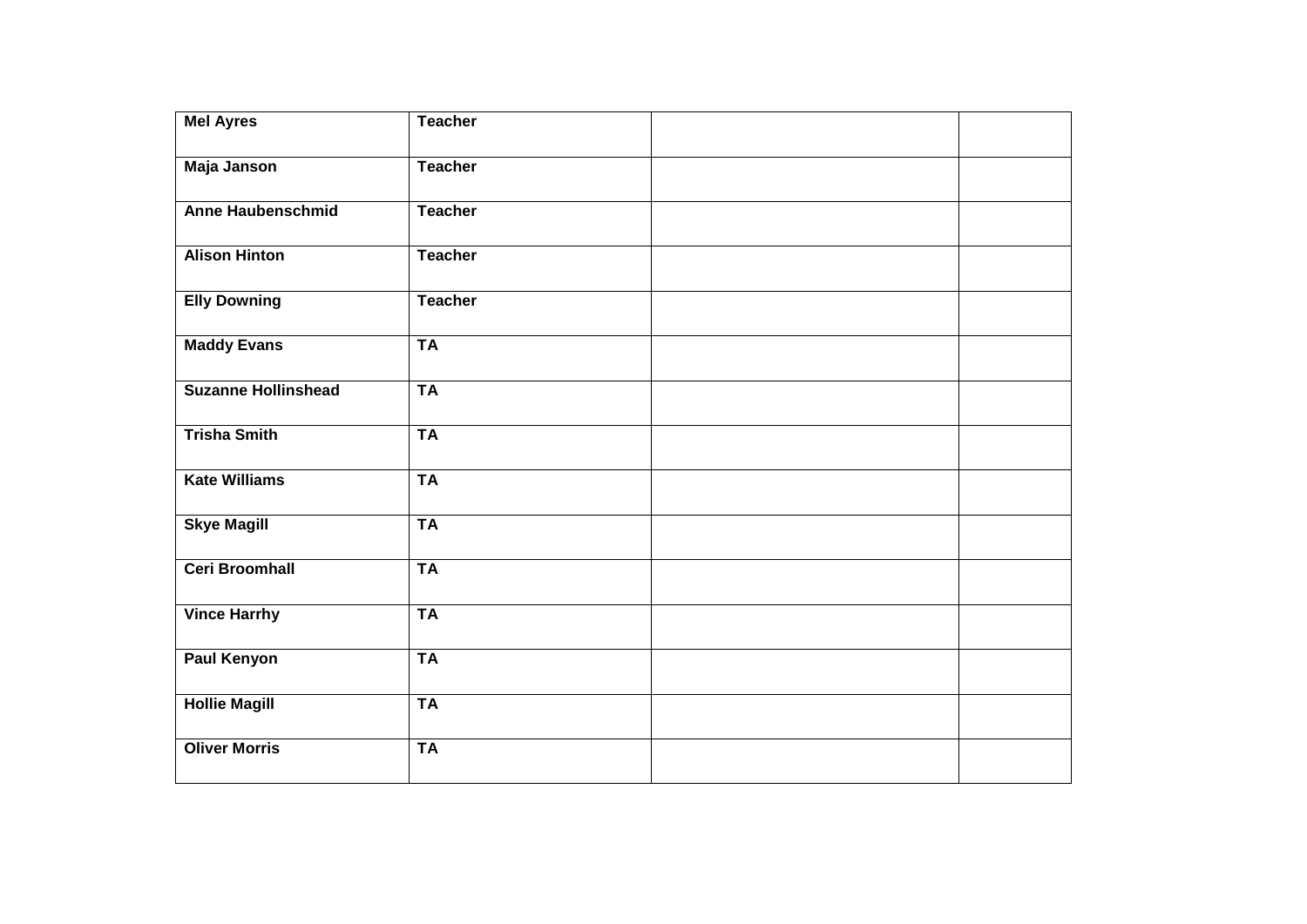| **Mel Ayres** | **Teacher** | | |
|---|---|---|---|
| **Maja Janson** | **Teacher** | | |
| **Anne Haubenschmid** | **Teacher** | | |
| **Alison Hinton** | **Teacher** | | |
| **Elly Downing** | **Teacher** | | |
| **Maddy Evans** | **TA** | | |
| **Suzanne Hollinshead** | **TA** | | |
| **Trisha Smith** | **TA** | | |
| **Kate Williams** | **TA** | | |
| **Skye Magill** | **TA** | | |
| **Ceri Broomhall** | **TA** | | |
| **Vince Harrhy** | **TA** | | |
| **Paul Kenyon** | **TA** | | |
| **Hollie Magill** | **TA** | | |
| **Oliver Morris** | **TA** | | |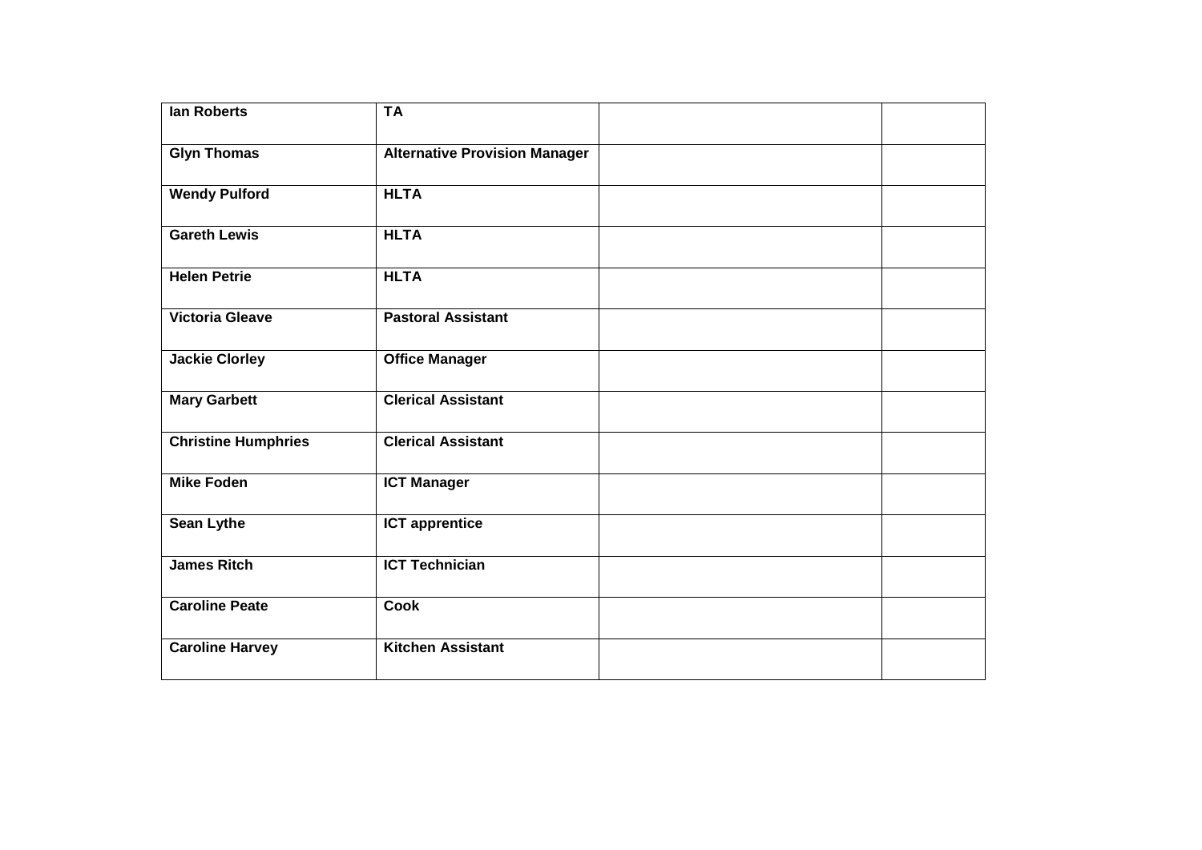| **Ian Roberts** | **TA** | | |
|---|---|---|---|
| **Glyn Thomas** | **Alternative Provision Manager** | | |
| **Wendy Pulford** | **HLTA** | | |
| **Gareth Lewis** | **HLTA** | | |
| **Helen Petrie** | **HLTA** | | |
| **Victoria Gleave** | **Pastoral Assistant** | | |
| **Jackie Clorley** | **Office Manager** | | |
| **Mary Garbett** | **Clerical Assistant** | | |
| **Christine Humphries** | **Clerical Assistant** | | |
| **Mike Foden** | **ICT Manager** | | |
| **Sean Lythe** | **ICT apprentice** | | |
| **James Ritch** | **ICT Technician** | | |
| **Caroline Peate** | **Cook** | | |
| **Caroline Harvey** | **Kitchen Assistant** | | |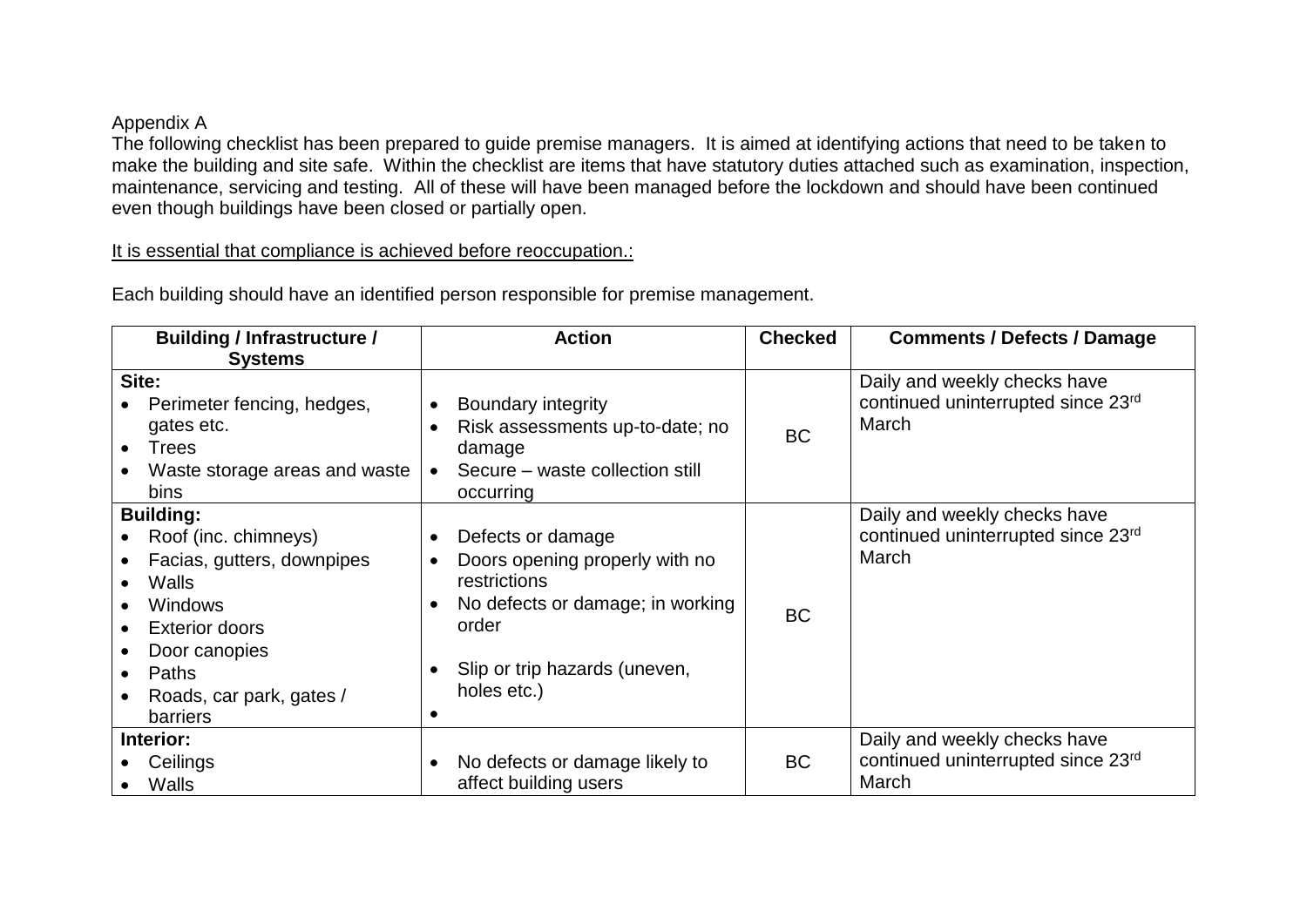Appendix A

The following checklist has been prepared to guide premise managers. It is aimed at identifying actions that need to be taken to make the building and site safe. Within the checklist are items that have statutory duties attached such as examination, inspection, maintenance, servicing and testing. All of these will have been managed before the lockdown and should have been continued even though buildings have been closed or partially open.

<u>It is essential that compliance is achieved before reoccupation.:</u>

Each building should have an identified person responsible for premise management.

| Building / Infrastructure / Systems | Action | Checked | Comments / Defects / Damage |
|---|---|---|---|
| **Site:**<br>• Perimeter fencing, hedges, gates etc.<br>• Trees<br>• Waste storage areas and waste bins | • Boundary integrity<br>• Risk assessments up-to-date; no damage<br>• Secure – waste collection still occurring | BC | Daily and weekly checks have continued uninterrupted since 23rd March |
| **Building:**<br>• Roof (inc. chimneys)<br>• Facias, gutters, downpipes<br>• Walls<br>• Windows<br>• Exterior doors<br>• Door canopies<br>• Paths<br>• Roads, car park, gates / barriers | • Defects or damage<br>• Doors opening properly with no restrictions<br>• No defects or damage; in working order<br>• Slip or trip hazards (uneven, holes etc.)<br>• | BC | Daily and weekly checks have continued uninterrupted since 23rd March |
| **Interior:**<br>• Ceilings<br>• Walls | • No defects or damage likely to affect building users | BC | Daily and weekly checks have continued uninterrupted since 23rd March |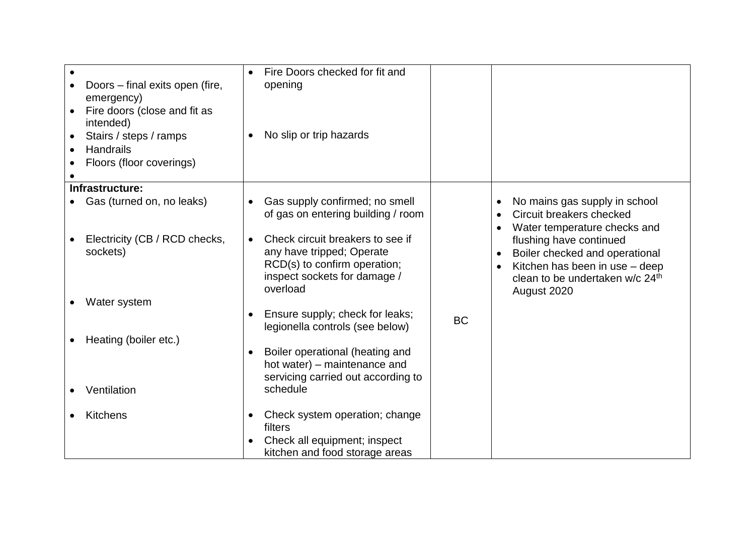| | | | |
|---|---|---|---|
| • <br>• Doors – final exits open (fire, emergency)<br>• Fire doors (close and fit as intended)<br>• Stairs / steps / ramps<br>• Handrails<br>• Floors (floor coverings)<br>• | • Fire Doors checked for fit and opening<br><br>• No slip or trip hazards | | |
| **Infrastructure:**<br>• Gas (turned on, no leaks)<br><br>• Electricity (CB / RCD checks, sockets)<br><br>• Water system<br><br>• Heating (boiler etc.)<br><br>• Ventilation<br><br>• Kitchens | • Gas supply confirmed; no smell of gas on entering building / room<br>• Check circuit breakers to see if any have tripped; Operate RCD(s) to confirm operation; inspect sockets for damage / overload<br>• Ensure supply; check for leaks; legionella controls (see below)<br>• Boiler operational (heating and hot water) – maintenance and servicing carried out according to schedule<br>• Check system operation; change filters<br>• Check all equipment; inspect kitchen and food storage areas | BC | • No mains gas supply in school<br>• Circuit breakers checked<br>• Water temperature checks and flushing have continued<br>• Boiler checked and operational<br>• Kitchen has been in use – deep clean to be undertaken w/c 24th August 2020 |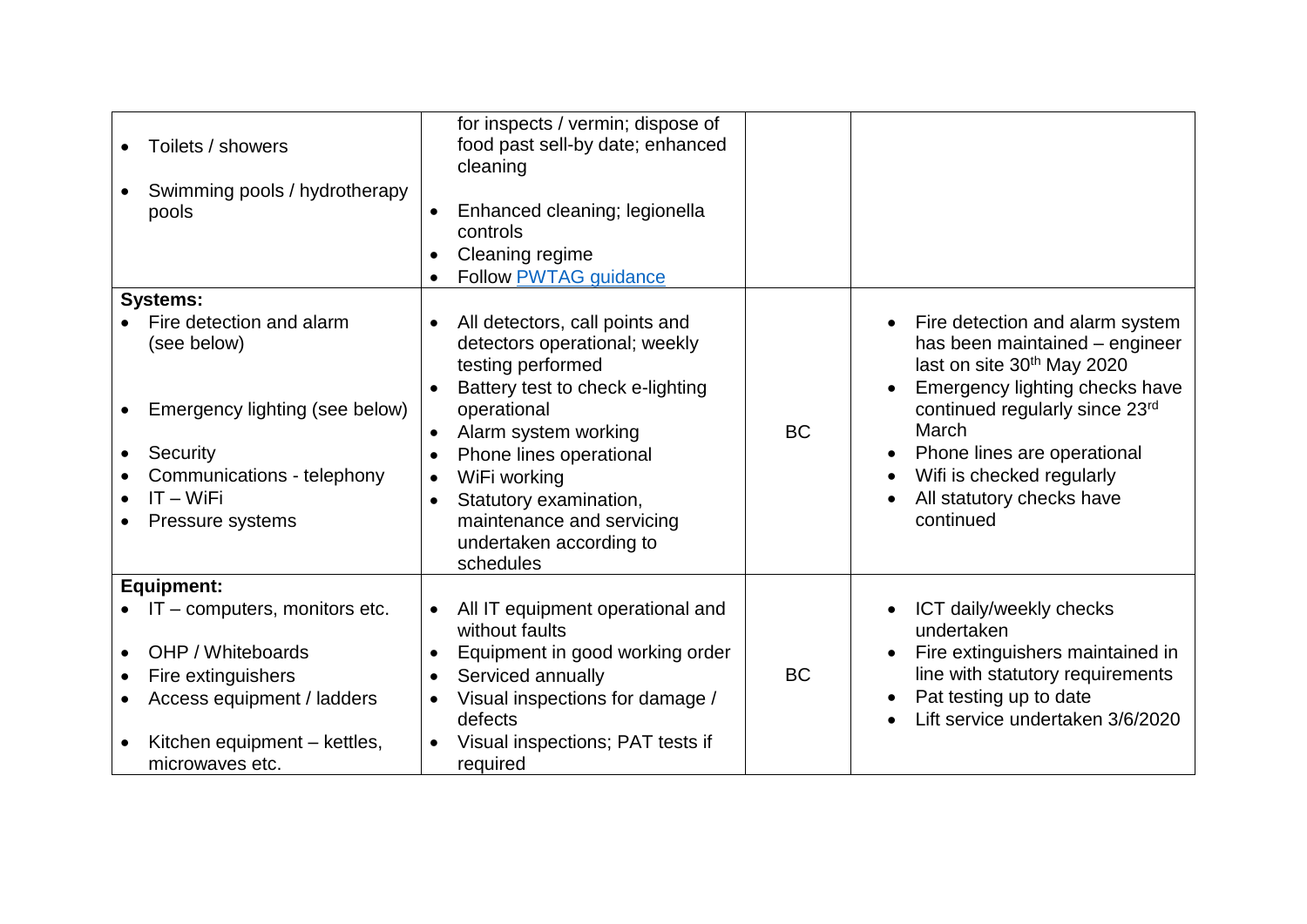| | | | |
|---|---|---|---|
| • Toilets / showers<br>• Swimming pools / hydrotherapy pools | for inspects / vermin; dispose of food past sell-by date; enhanced cleaning<br>• Enhanced cleaning; legionella controls<br>• Cleaning regime<br>• Follow [PWTAG guidance]() | | |
| **Systems:**<br>• Fire detection and alarm (see below)<br>• Emergency lighting (see below)<br>• Security<br>• Communications - telephony<br>• IT – WiFi<br>• Pressure systems | • All detectors, call points and detectors operational; weekly testing performed<br>• Battery test to check e-lighting operational<br>• Alarm system working<br>• Phone lines operational<br>• WiFi working<br>• Statutory examination, maintenance and servicing undertaken according to schedules | BC | • Fire detection and alarm system has been maintained – engineer last on site 30th May 2020<br>• Emergency lighting checks have continued regularly since 23rd March<br>• Phone lines are operational<br>• Wifi is checked regularly<br>• All statutory checks have continued |
| **Equipment:**<br>• IT – computers, monitors etc.<br>• OHP / Whiteboards<br>• Fire extinguishers<br>• Access equipment / ladders<br>• Kitchen equipment – kettles, microwaves etc. | • All IT equipment operational and without faults<br>• Equipment in good working order<br>• Serviced annually<br>• Visual inspections for damage / defects<br>• Visual inspections; PAT tests if required | BC | • ICT daily/weekly checks undertaken<br>• Fire extinguishers maintained in line with statutory requirements<br>• Pat testing up to date<br>• Lift service undertaken 3/6/2020 |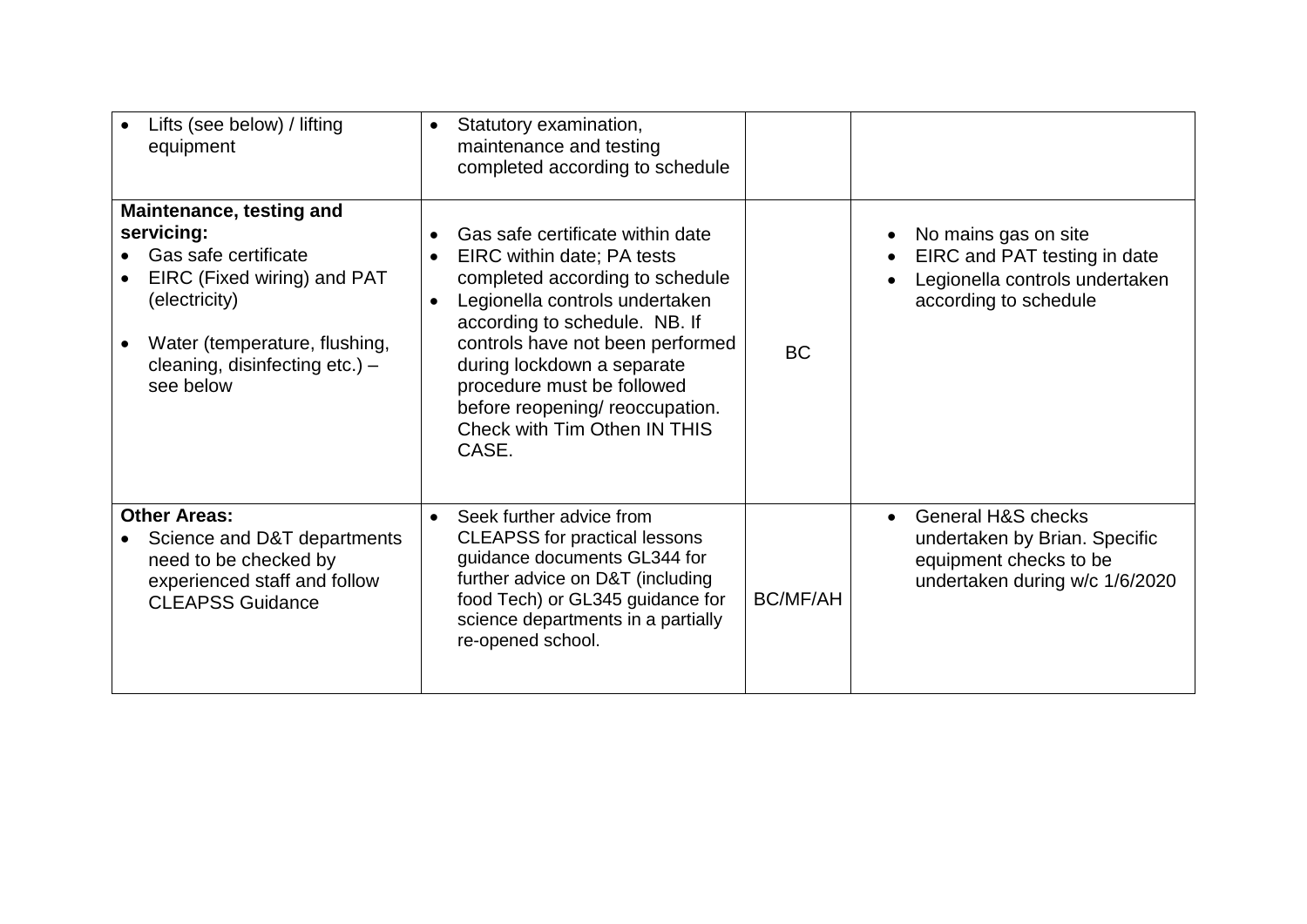| | | | |
|---|---|---|---|
| • Lifts (see below) / lifting equipment | • Statutory examination, maintenance and testing completed according to schedule | | |
| **Maintenance, testing and servicing:**<br>• Gas safe certificate<br>• EIRC (Fixed wiring) and PAT (electricity)<br>• Water (temperature, flushing, cleaning, disinfecting etc.) – see below | • Gas safe certificate within date<br>• EIRC within date; PA tests completed according to schedule<br>• Legionella controls undertaken according to schedule. NB. If controls have not been performed during lockdown a separate procedure must be followed before reopening/ reoccupation. Check with Tim Othen IN THIS CASE. | BC | • No mains gas on site<br>• EIRC and PAT testing in date<br>• Legionella controls undertaken according to schedule |
| **Other Areas:**<br>• Science and D&T departments need to be checked by experienced staff and follow CLEAPSS Guidance | • Seek further advice from CLEAPSS for practical lessons guidance documents GL344 for further advice on D&T (including food Tech) or GL345 guidance for science departments in a partially re-opened school. | BC/MF/AH | • General H&S checks undertaken by Brian. Specific equipment checks to be undertaken during w/c 1/6/2020 |